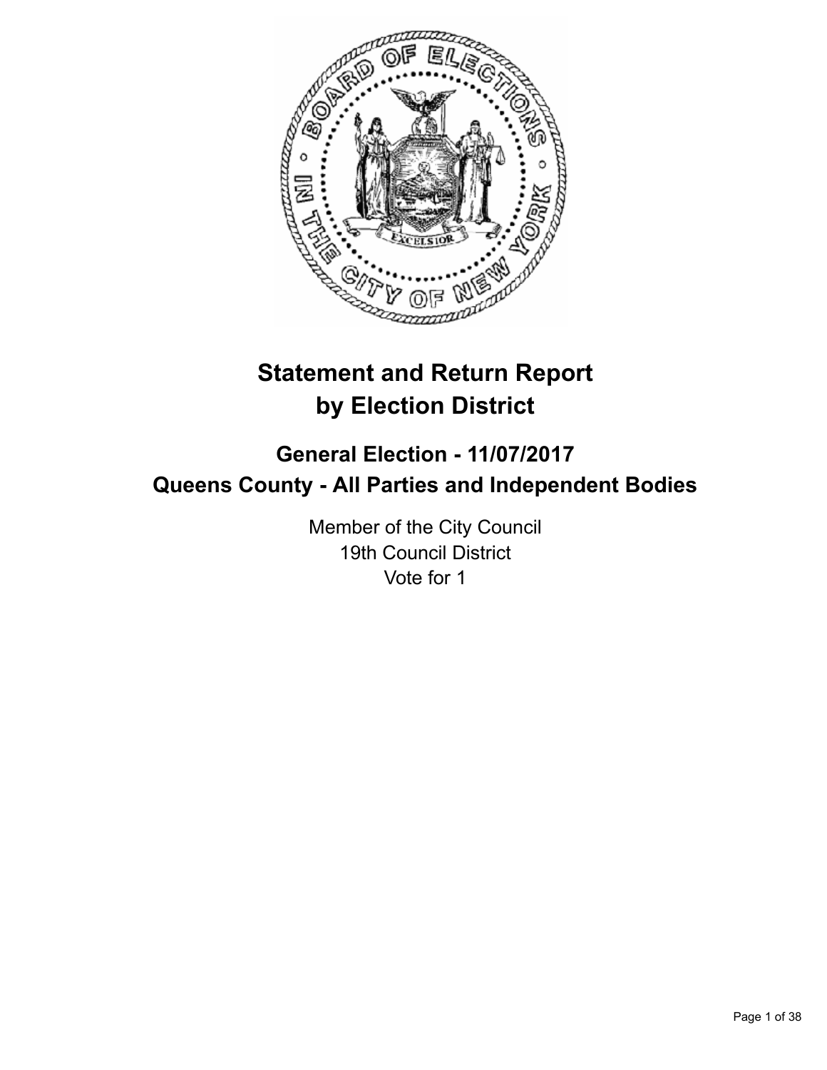# Statement and Return Report by Election District

## General Election - 11/07/2017
## Queens County - All Parties and Independent Bodies

Member of the City Council
19th Council District
Vote for 1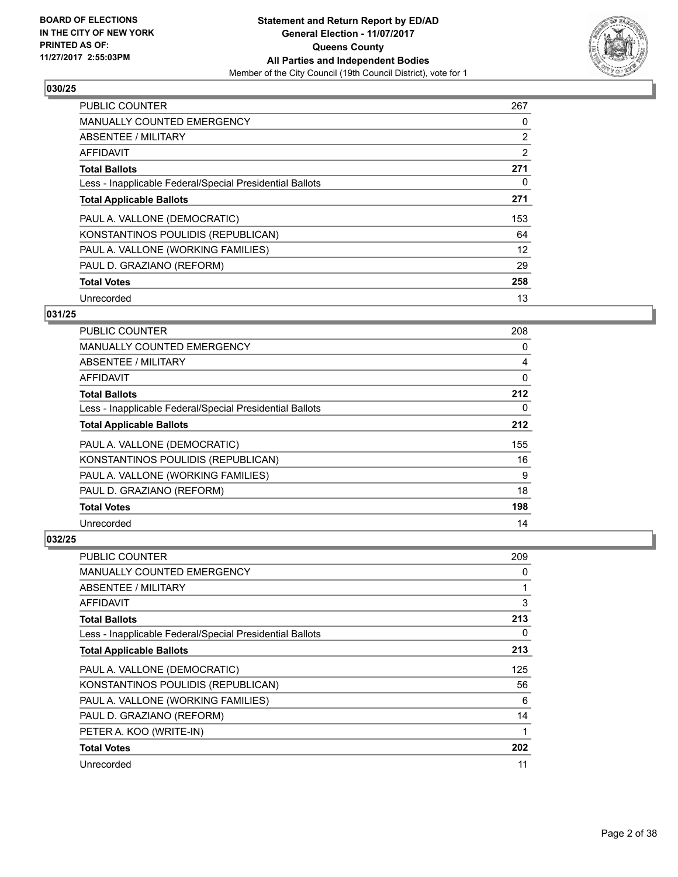## 030/25

| | |
|---|---|
| PUBLIC COUNTER | 267 |
| MANUALLY COUNTED EMERGENCY | 0 |
| ABSENTEE / MILITARY | 2 |
| AFFIDAVIT | 2 |
| **Total Ballots** | **271** |
| Less - Inapplicable Federal/Special Presidential Ballots | 0 |
| **Total Applicable Ballots** | **271** |
| PAUL A. VALLONE (DEMOCRATIC) | 153 |
| KONSTANTINOS POULIDIS (REPUBLICAN) | 64 |
| PAUL A. VALLONE (WORKING FAMILIES) | 12 |
| PAUL D. GRAZIANO (REFORM) | 29 |
| **Total Votes** | **258** |
| Unrecorded | 13 |

## 031/25

| | |
|---|---|
| PUBLIC COUNTER | 208 |
| MANUALLY COUNTED EMERGENCY | 0 |
| ABSENTEE / MILITARY | 4 |
| AFFIDAVIT | 0 |
| **Total Ballots** | **212** |
| Less - Inapplicable Federal/Special Presidential Ballots | 0 |
| **Total Applicable Ballots** | **212** |
| PAUL A. VALLONE (DEMOCRATIC) | 155 |
| KONSTANTINOS POULIDIS (REPUBLICAN) | 16 |
| PAUL A. VALLONE (WORKING FAMILIES) | 9 |
| PAUL D. GRAZIANO (REFORM) | 18 |
| **Total Votes** | **198** |
| Unrecorded | 14 |

## 032/25

| | |
|---|---|
| PUBLIC COUNTER | 209 |
| MANUALLY COUNTED EMERGENCY | 0 |
| ABSENTEE / MILITARY | 1 |
| AFFIDAVIT | 3 |
| **Total Ballots** | **213** |
| Less - Inapplicable Federal/Special Presidential Ballots | 0 |
| **Total Applicable Ballots** | **213** |
| PAUL A. VALLONE (DEMOCRATIC) | 125 |
| KONSTANTINOS POULIDIS (REPUBLICAN) | 56 |
| PAUL A. VALLONE (WORKING FAMILIES) | 6 |
| PAUL D. GRAZIANO (REFORM) | 14 |
| PETER A. KOO (WRITE-IN) | 1 |
| **Total Votes** | **202** |
| Unrecorded | 11 |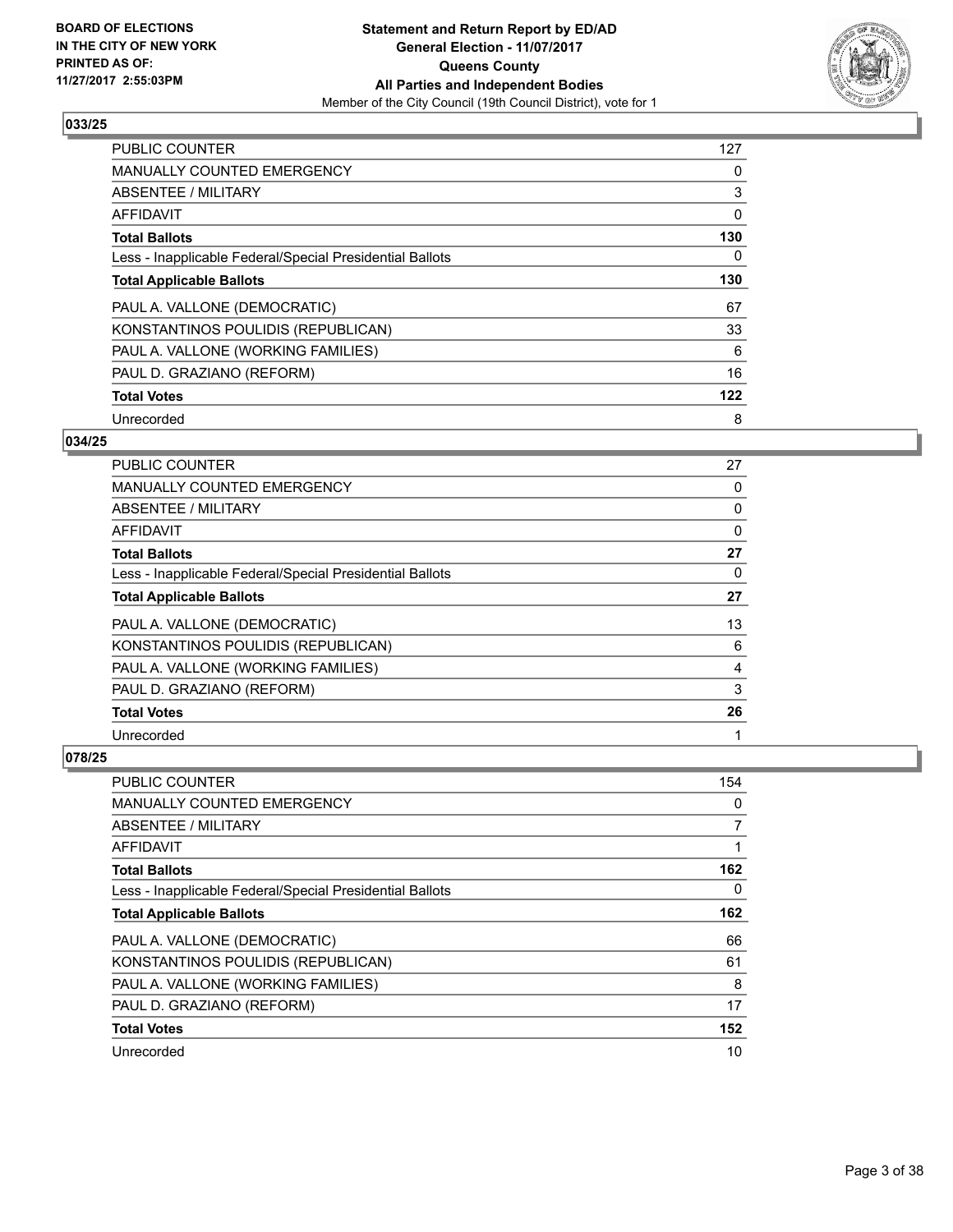## 033/25

| | |
|---|---|
| PUBLIC COUNTER | 127 |
| MANUALLY COUNTED EMERGENCY | 0 |
| ABSENTEE / MILITARY | 3 |
| AFFIDAVIT | 0 |
| **Total Ballots** | **130** |
| Less - Inapplicable Federal/Special Presidential Ballots | 0 |
| **Total Applicable Ballots** | **130** |
| PAUL A. VALLONE (DEMOCRATIC) | 67 |
| KONSTANTINOS POULIDIS (REPUBLICAN) | 33 |
| PAUL A. VALLONE (WORKING FAMILIES) | 6 |
| PAUL D. GRAZIANO (REFORM) | 16 |
| **Total Votes** | **122** |
| Unrecorded | 8 |

## 034/25

| | |
|---|---|
| PUBLIC COUNTER | 27 |
| MANUALLY COUNTED EMERGENCY | 0 |
| ABSENTEE / MILITARY | 0 |
| AFFIDAVIT | 0 |
| **Total Ballots** | **27** |
| Less - Inapplicable Federal/Special Presidential Ballots | 0 |
| **Total Applicable Ballots** | **27** |
| PAUL A. VALLONE (DEMOCRATIC) | 13 |
| KONSTANTINOS POULIDIS (REPUBLICAN) | 6 |
| PAUL A. VALLONE (WORKING FAMILIES) | 4 |
| PAUL D. GRAZIANO (REFORM) | 3 |
| **Total Votes** | **26** |
| Unrecorded | 1 |

## 078/25

| | |
|---|---|
| PUBLIC COUNTER | 154 |
| MANUALLY COUNTED EMERGENCY | 0 |
| ABSENTEE / MILITARY | 7 |
| AFFIDAVIT | 1 |
| **Total Ballots** | **162** |
| Less - Inapplicable Federal/Special Presidential Ballots | 0 |
| **Total Applicable Ballots** | **162** |
| PAUL A. VALLONE (DEMOCRATIC) | 66 |
| KONSTANTINOS POULIDIS (REPUBLICAN) | 61 |
| PAUL A. VALLONE (WORKING FAMILIES) | 8 |
| PAUL D. GRAZIANO (REFORM) | 17 |
| **Total Votes** | **152** |
| Unrecorded | 10 |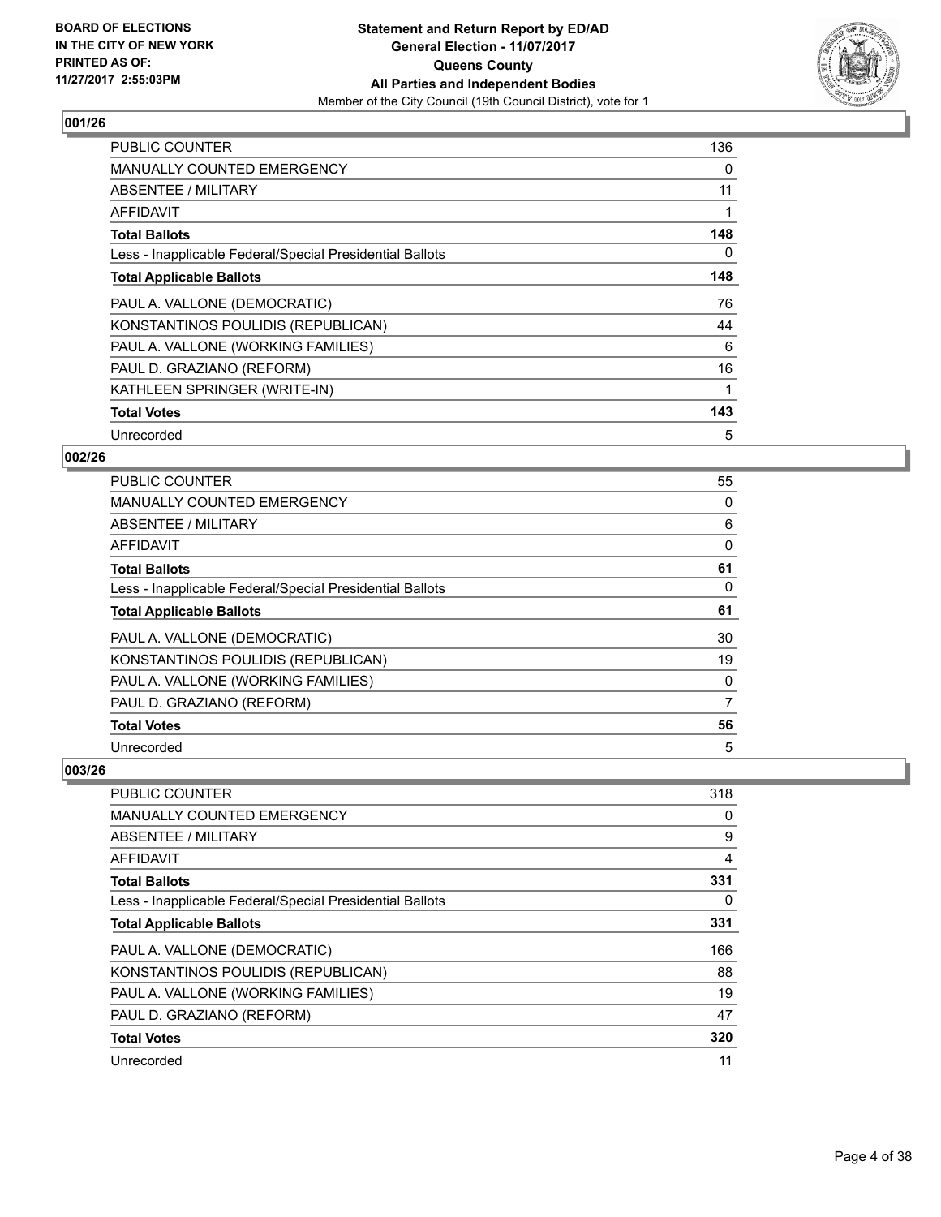**BOARD OF ELECTIONS IN THE CITY OF NEW YORK PRINTED AS OF: 11/27/2017 2:55:03PM**

**Statement and Return Report by ED/AD General Election - 11/07/2017 Queens County All Parties and Independent Bodies**

Member of the City Council (19th Council District), vote for 1

## 001/26

| | |
|---|---|
| PUBLIC COUNTER | 136 |
| MANUALLY COUNTED EMERGENCY | 0 |
| ABSENTEE / MILITARY | 11 |
| AFFIDAVIT | 1 |
| **Total Ballots** | **148** |
| Less - Inapplicable Federal/Special Presidential Ballots | 0 |
| **Total Applicable Ballots** | **148** |
| PAUL A. VALLONE (DEMOCRATIC) | 76 |
| KONSTANTINOS POULIDIS (REPUBLICAN) | 44 |
| PAUL A. VALLONE (WORKING FAMILIES) | 6 |
| PAUL D. GRAZIANO (REFORM) | 16 |
| KATHLEEN SPRINGER (WRITE-IN) | 1 |
| **Total Votes** | **143** |
| Unrecorded | 5 |

## 002/26

| | |
|---|---|
| PUBLIC COUNTER | 55 |
| MANUALLY COUNTED EMERGENCY | 0 |
| ABSENTEE / MILITARY | 6 |
| AFFIDAVIT | 0 |
| **Total Ballots** | **61** |
| Less - Inapplicable Federal/Special Presidential Ballots | 0 |
| **Total Applicable Ballots** | **61** |
| PAUL A. VALLONE (DEMOCRATIC) | 30 |
| KONSTANTINOS POULIDIS (REPUBLICAN) | 19 |
| PAUL A. VALLONE (WORKING FAMILIES) | 0 |
| PAUL D. GRAZIANO (REFORM) | 7 |
| **Total Votes** | **56** |
| Unrecorded | 5 |

## 003/26

| | |
|---|---|
| PUBLIC COUNTER | 318 |
| MANUALLY COUNTED EMERGENCY | 0 |
| ABSENTEE / MILITARY | 9 |
| AFFIDAVIT | 4 |
| **Total Ballots** | **331** |
| Less - Inapplicable Federal/Special Presidential Ballots | 0 |
| **Total Applicable Ballots** | **331** |
| PAUL A. VALLONE (DEMOCRATIC) | 166 |
| KONSTANTINOS POULIDIS (REPUBLICAN) | 88 |
| PAUL A. VALLONE (WORKING FAMILIES) | 19 |
| PAUL D. GRAZIANO (REFORM) | 47 |
| **Total Votes** | **320** |
| Unrecorded | 11 |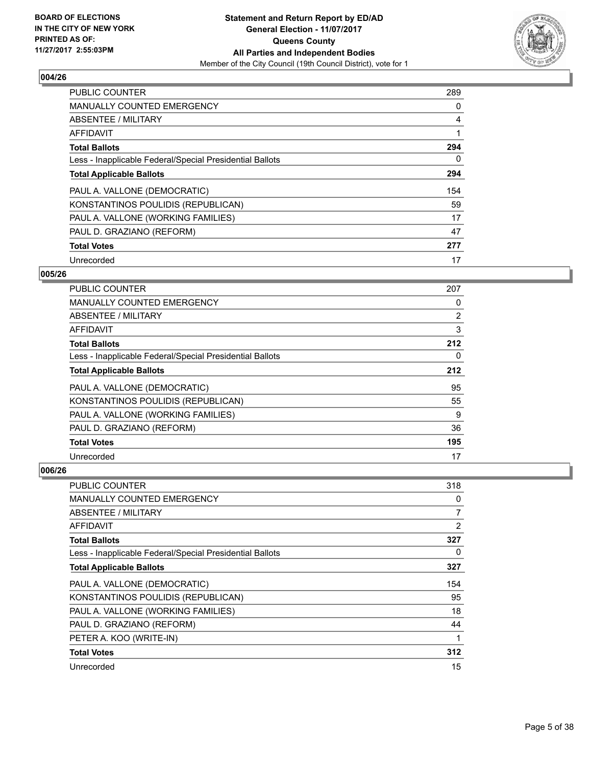BOARD OF ELECTIONS
IN THE CITY OF NEW YORK
PRINTED AS OF:
11/27/2017 2:55:03PM

**Statement and Return Report by ED/AD**
**General Election - 11/07/2017**
**Queens County**
**All Parties and Independent Bodies**
Member of the City Council (19th Council District), vote for 1

## 004/26

| | |
|---|---|
| PUBLIC COUNTER | 289 |
| MANUALLY COUNTED EMERGENCY | 0 |
| ABSENTEE / MILITARY | 4 |
| AFFIDAVIT | 1 |
| **Total Ballots** | **294** |
| Less - Inapplicable Federal/Special Presidential Ballots | 0 |
| **Total Applicable Ballots** | **294** |
| PAUL A. VALLONE (DEMOCRATIC) | 154 |
| KONSTANTINOS POULIDIS (REPUBLICAN) | 59 |
| PAUL A. VALLONE (WORKING FAMILIES) | 17 |
| PAUL D. GRAZIANO (REFORM) | 47 |
| **Total Votes** | **277** |
| Unrecorded | 17 |

## 005/26

| | |
|---|---|
| PUBLIC COUNTER | 207 |
| MANUALLY COUNTED EMERGENCY | 0 |
| ABSENTEE / MILITARY | 2 |
| AFFIDAVIT | 3 |
| **Total Ballots** | **212** |
| Less - Inapplicable Federal/Special Presidential Ballots | 0 |
| **Total Applicable Ballots** | **212** |
| PAUL A. VALLONE (DEMOCRATIC) | 95 |
| KONSTANTINOS POULIDIS (REPUBLICAN) | 55 |
| PAUL A. VALLONE (WORKING FAMILIES) | 9 |
| PAUL D. GRAZIANO (REFORM) | 36 |
| **Total Votes** | **195** |
| Unrecorded | 17 |

## 006/26

| | |
|---|---|
| PUBLIC COUNTER | 318 |
| MANUALLY COUNTED EMERGENCY | 0 |
| ABSENTEE / MILITARY | 7 |
| AFFIDAVIT | 2 |
| **Total Ballots** | **327** |
| Less - Inapplicable Federal/Special Presidential Ballots | 0 |
| **Total Applicable Ballots** | **327** |
| PAUL A. VALLONE (DEMOCRATIC) | 154 |
| KONSTANTINOS POULIDIS (REPUBLICAN) | 95 |
| PAUL A. VALLONE (WORKING FAMILIES) | 18 |
| PAUL D. GRAZIANO (REFORM) | 44 |
| PETER A. KOO (WRITE-IN) | 1 |
| **Total Votes** | **312** |
| Unrecorded | 15 |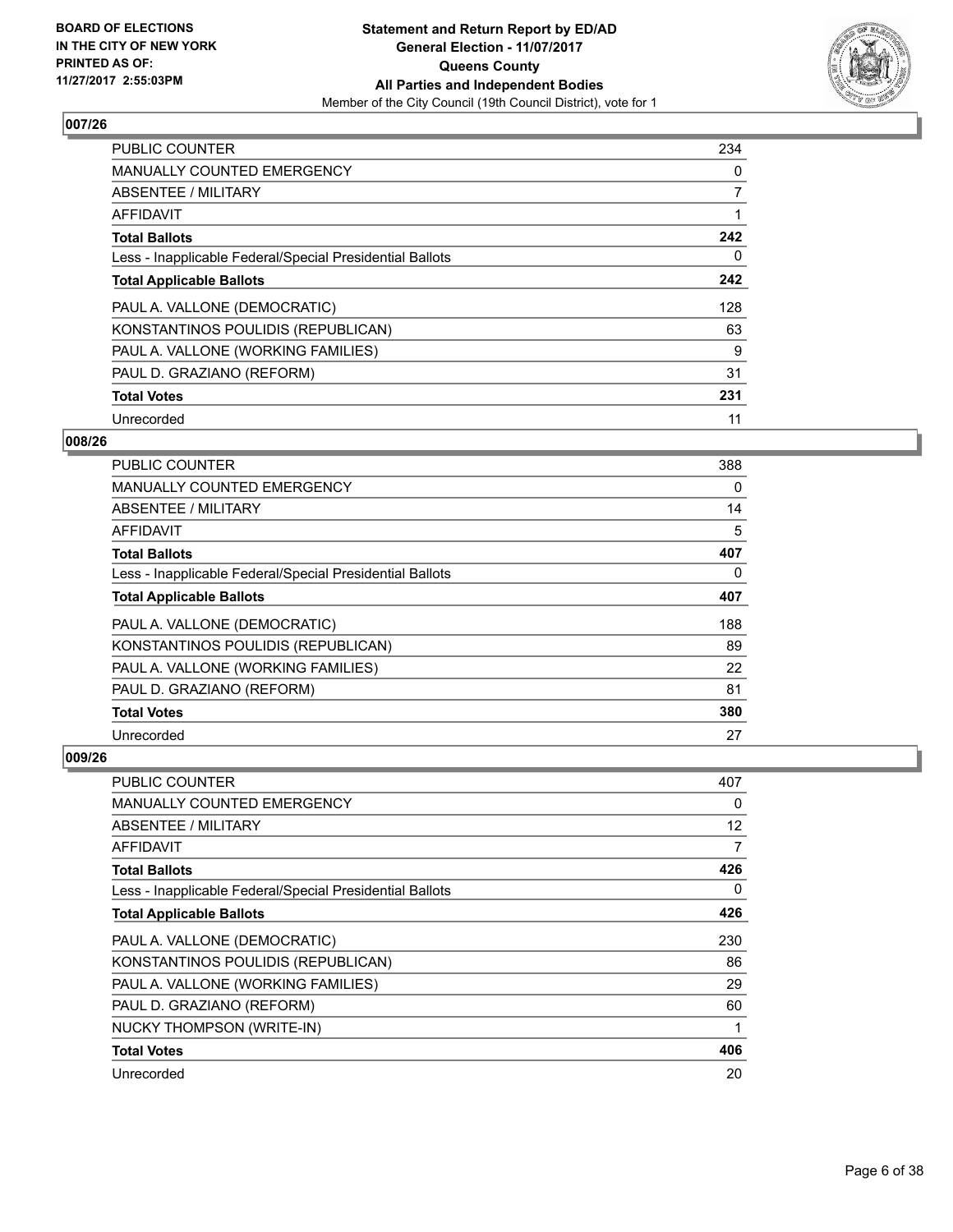BOARD OF ELECTIONS
IN THE CITY OF NEW YORK
PRINTED AS OF:
11/27/2017 2:55:03PM

**Statement and Return Report by ED/AD**
**General Election - 11/07/2017**
**Queens County**
**All Parties and Independent Bodies**
Member of the City Council (19th Council District), vote for 1

### 007/26

| | |
|---|---|
| PUBLIC COUNTER | 234 |
| MANUALLY COUNTED EMERGENCY | 0 |
| ABSENTEE / MILITARY | 7 |
| AFFIDAVIT | 1 |
| **Total Ballots** | **242** |
| Less - Inapplicable Federal/Special Presidential Ballots | 0 |
| **Total Applicable Ballots** | **242** |
| PAUL A. VALLONE (DEMOCRATIC) | 128 |
| KONSTANTINOS POULIDIS (REPUBLICAN) | 63 |
| PAUL A. VALLONE (WORKING FAMILIES) | 9 |
| PAUL D. GRAZIANO (REFORM) | 31 |
| **Total Votes** | **231** |
| Unrecorded | 11 |

### 008/26

| | |
|---|---|
| PUBLIC COUNTER | 388 |
| MANUALLY COUNTED EMERGENCY | 0 |
| ABSENTEE / MILITARY | 14 |
| AFFIDAVIT | 5 |
| **Total Ballots** | **407** |
| Less - Inapplicable Federal/Special Presidential Ballots | 0 |
| **Total Applicable Ballots** | **407** |
| PAUL A. VALLONE (DEMOCRATIC) | 188 |
| KONSTANTINOS POULIDIS (REPUBLICAN) | 89 |
| PAUL A. VALLONE (WORKING FAMILIES) | 22 |
| PAUL D. GRAZIANO (REFORM) | 81 |
| **Total Votes** | **380** |
| Unrecorded | 27 |

### 009/26

| | |
|---|---|
| PUBLIC COUNTER | 407 |
| MANUALLY COUNTED EMERGENCY | 0 |
| ABSENTEE / MILITARY | 12 |
| AFFIDAVIT | 7 |
| **Total Ballots** | **426** |
| Less - Inapplicable Federal/Special Presidential Ballots | 0 |
| **Total Applicable Ballots** | **426** |
| PAUL A. VALLONE (DEMOCRATIC) | 230 |
| KONSTANTINOS POULIDIS (REPUBLICAN) | 86 |
| PAUL A. VALLONE (WORKING FAMILIES) | 29 |
| PAUL D. GRAZIANO (REFORM) | 60 |
| NUCKY THOMPSON (WRITE-IN) | 1 |
| **Total Votes** | **406** |
| Unrecorded | 20 |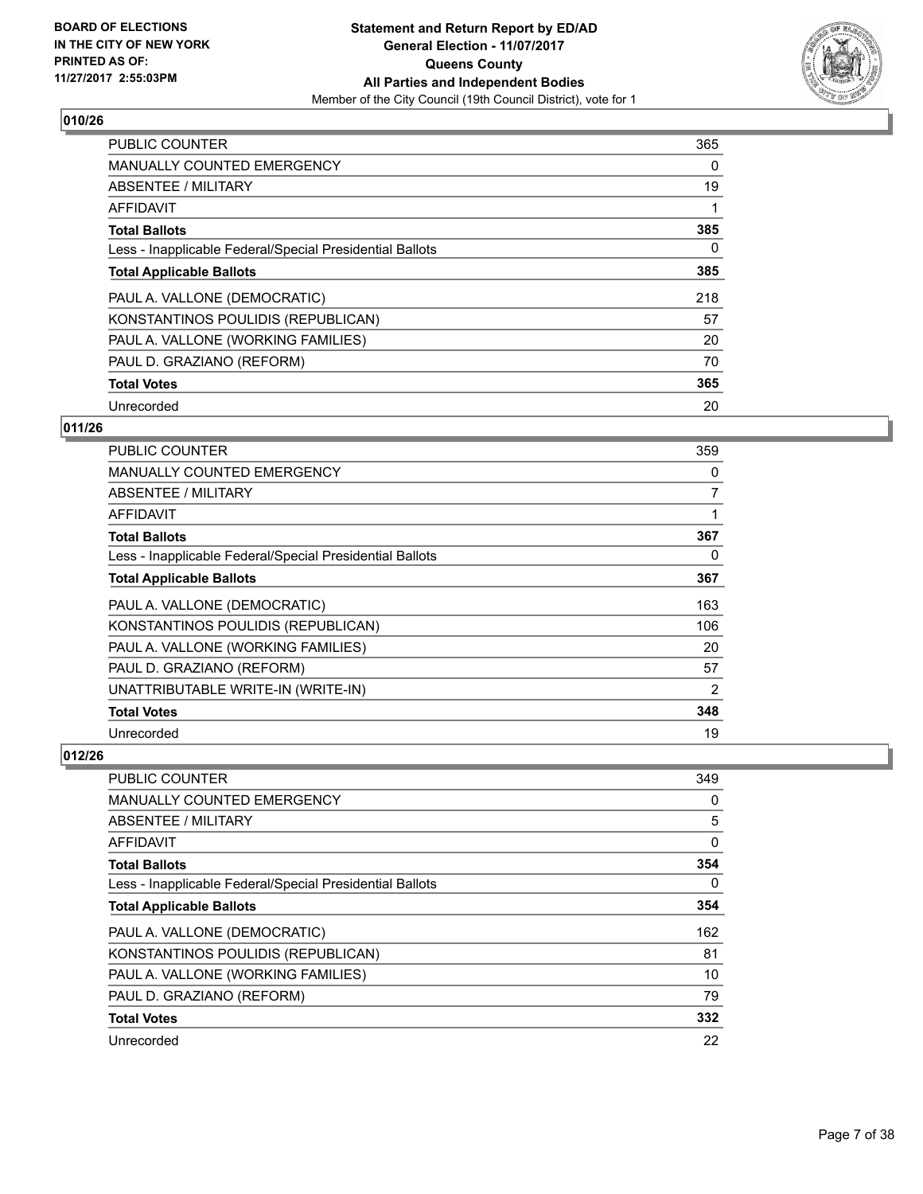**BOARD OF ELECTIONS IN THE CITY OF NEW YORK PRINTED AS OF: 11/27/2017 2:55:03PM**

**Statement and Return Report by ED/AD General Election - 11/07/2017 Queens County All Parties and Independent Bodies**

Member of the City Council (19th Council District), vote for 1

## 010/26

| | |
|---|---|
| PUBLIC COUNTER | 365 |
| MANUALLY COUNTED EMERGENCY | 0 |
| ABSENTEE / MILITARY | 19 |
| AFFIDAVIT | 1 |
| **Total Ballots** | **385** |
| Less - Inapplicable Federal/Special Presidential Ballots | 0 |
| **Total Applicable Ballots** | **385** |
| PAUL A. VALLONE (DEMOCRATIC) | 218 |
| KONSTANTINOS POULIDIS (REPUBLICAN) | 57 |
| PAUL A. VALLONE (WORKING FAMILIES) | 20 |
| PAUL D. GRAZIANO (REFORM) | 70 |
| **Total Votes** | **365** |
| Unrecorded | 20 |

## 011/26

| | |
|---|---|
| PUBLIC COUNTER | 359 |
| MANUALLY COUNTED EMERGENCY | 0 |
| ABSENTEE / MILITARY | 7 |
| AFFIDAVIT | 1 |
| **Total Ballots** | **367** |
| Less - Inapplicable Federal/Special Presidential Ballots | 0 |
| **Total Applicable Ballots** | **367** |
| PAUL A. VALLONE (DEMOCRATIC) | 163 |
| KONSTANTINOS POULIDIS (REPUBLICAN) | 106 |
| PAUL A. VALLONE (WORKING FAMILIES) | 20 |
| PAUL D. GRAZIANO (REFORM) | 57 |
| UNATTRIBUTABLE WRITE-IN (WRITE-IN) | 2 |
| **Total Votes** | **348** |
| Unrecorded | 19 |

## 012/26

| | |
|---|---|
| PUBLIC COUNTER | 349 |
| MANUALLY COUNTED EMERGENCY | 0 |
| ABSENTEE / MILITARY | 5 |
| AFFIDAVIT | 0 |
| **Total Ballots** | **354** |
| Less - Inapplicable Federal/Special Presidential Ballots | 0 |
| **Total Applicable Ballots** | **354** |
| PAUL A. VALLONE (DEMOCRATIC) | 162 |
| KONSTANTINOS POULIDIS (REPUBLICAN) | 81 |
| PAUL A. VALLONE (WORKING FAMILIES) | 10 |
| PAUL D. GRAZIANO (REFORM) | 79 |
| **Total Votes** | **332** |
| Unrecorded | 22 |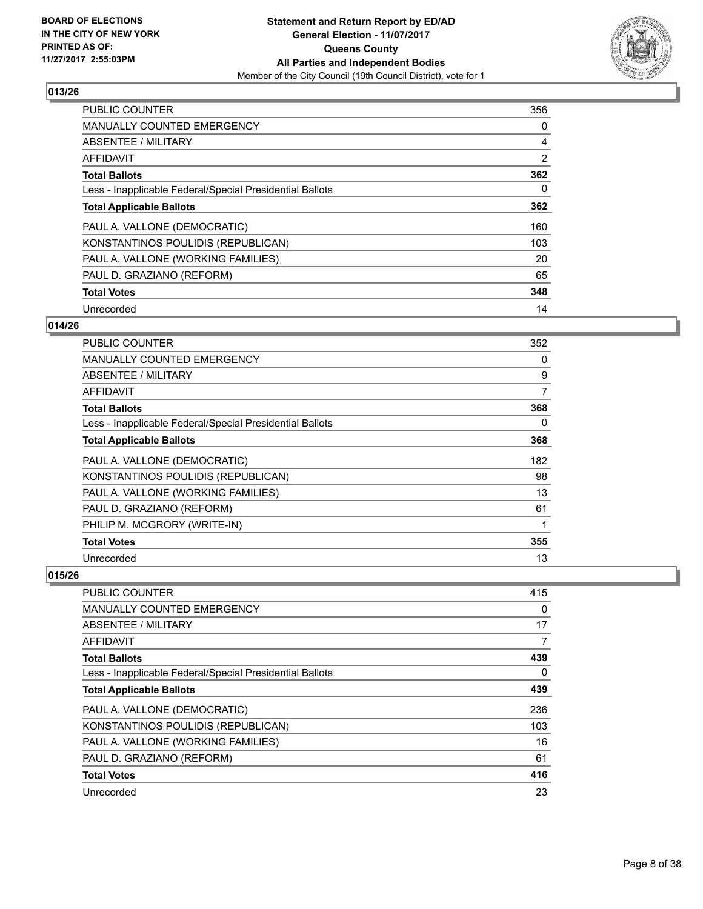**BOARD OF ELECTIONS IN THE CITY OF NEW YORK PRINTED AS OF: 11/27/2017 2:55:03PM**

**Statement and Return Report by ED/AD**
**General Election - 11/07/2017**
**Queens County**
**All Parties and Independent Bodies**
Member of the City Council (19th Council District), vote for 1

## 013/26

| | |
|---|---|
| PUBLIC COUNTER | 356 |
| MANUALLY COUNTED EMERGENCY | 0 |
| ABSENTEE / MILITARY | 4 |
| AFFIDAVIT | 2 |
| **Total Ballots** | **362** |
| Less - Inapplicable Federal/Special Presidential Ballots | 0 |
| **Total Applicable Ballots** | **362** |
| PAUL A. VALLONE (DEMOCRATIC) | 160 |
| KONSTANTINOS POULIDIS (REPUBLICAN) | 103 |
| PAUL A. VALLONE (WORKING FAMILIES) | 20 |
| PAUL D. GRAZIANO (REFORM) | 65 |
| **Total Votes** | **348** |
| Unrecorded | 14 |

## 014/26

| | |
|---|---|
| PUBLIC COUNTER | 352 |
| MANUALLY COUNTED EMERGENCY | 0 |
| ABSENTEE / MILITARY | 9 |
| AFFIDAVIT | 7 |
| **Total Ballots** | **368** |
| Less - Inapplicable Federal/Special Presidential Ballots | 0 |
| **Total Applicable Ballots** | **368** |
| PAUL A. VALLONE (DEMOCRATIC) | 182 |
| KONSTANTINOS POULIDIS (REPUBLICAN) | 98 |
| PAUL A. VALLONE (WORKING FAMILIES) | 13 |
| PAUL D. GRAZIANO (REFORM) | 61 |
| PHILIP M. MCGRORY (WRITE-IN) | 1 |
| **Total Votes** | **355** |
| Unrecorded | 13 |

## 015/26

| | |
|---|---|
| PUBLIC COUNTER | 415 |
| MANUALLY COUNTED EMERGENCY | 0 |
| ABSENTEE / MILITARY | 17 |
| AFFIDAVIT | 7 |
| **Total Ballots** | **439** |
| Less - Inapplicable Federal/Special Presidential Ballots | 0 |
| **Total Applicable Ballots** | **439** |
| PAUL A. VALLONE (DEMOCRATIC) | 236 |
| KONSTANTINOS POULIDIS (REPUBLICAN) | 103 |
| PAUL A. VALLONE (WORKING FAMILIES) | 16 |
| PAUL D. GRAZIANO (REFORM) | 61 |
| **Total Votes** | **416** |
| Unrecorded | 23 |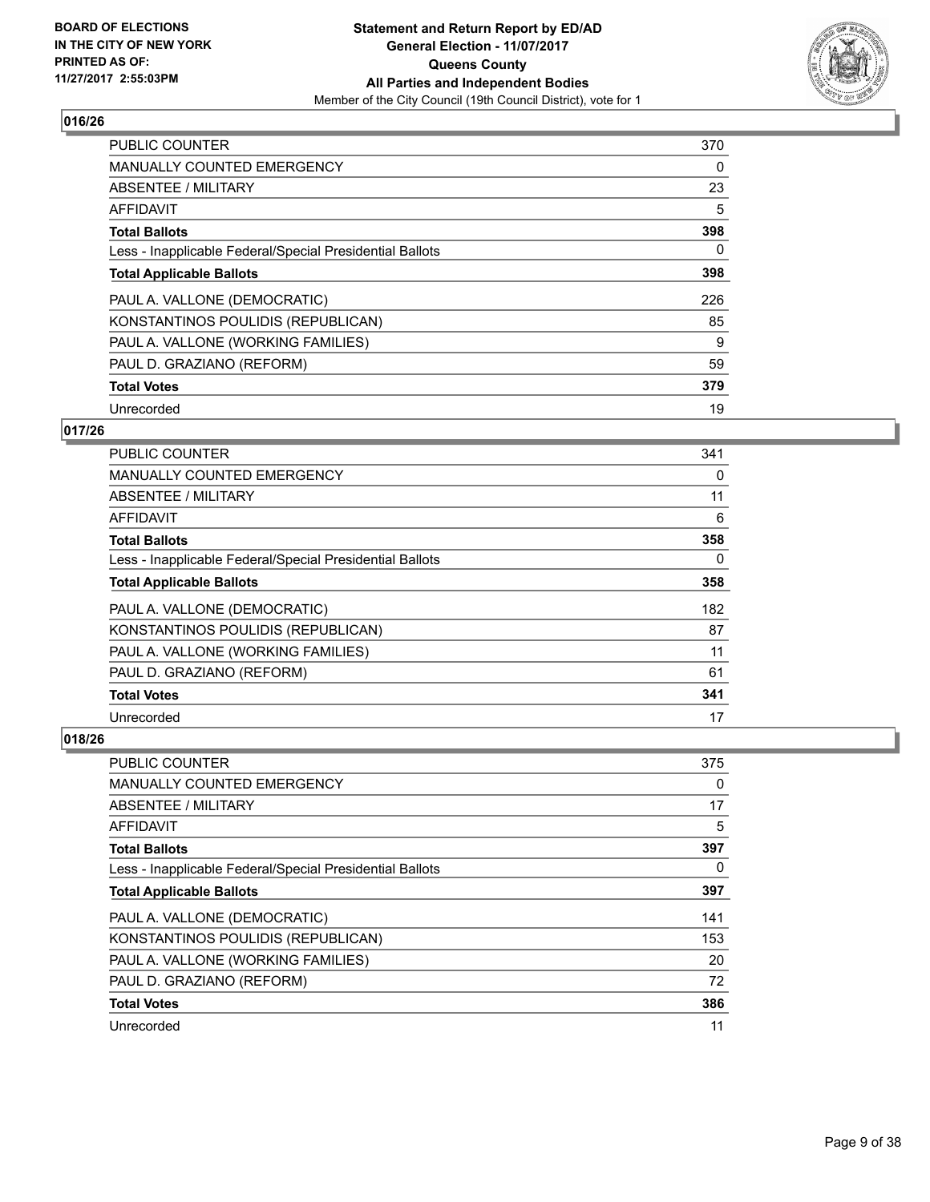## 016/26

| | |
|---|---|
| PUBLIC COUNTER | 370 |
| MANUALLY COUNTED EMERGENCY | 0 |
| ABSENTEE / MILITARY | 23 |
| AFFIDAVIT | 5 |
| **Total Ballots** | **398** |
| Less - Inapplicable Federal/Special Presidential Ballots | 0 |
| **Total Applicable Ballots** | **398** |
| PAUL A. VALLONE (DEMOCRATIC) | 226 |
| KONSTANTINOS POULIDIS (REPUBLICAN) | 85 |
| PAUL A. VALLONE (WORKING FAMILIES) | 9 |
| PAUL D. GRAZIANO (REFORM) | 59 |
| **Total Votes** | **379** |
| Unrecorded | 19 |

## 017/26

| | |
|---|---|
| PUBLIC COUNTER | 341 |
| MANUALLY COUNTED EMERGENCY | 0 |
| ABSENTEE / MILITARY | 11 |
| AFFIDAVIT | 6 |
| **Total Ballots** | **358** |
| Less - Inapplicable Federal/Special Presidential Ballots | 0 |
| **Total Applicable Ballots** | **358** |
| PAUL A. VALLONE (DEMOCRATIC) | 182 |
| KONSTANTINOS POULIDIS (REPUBLICAN) | 87 |
| PAUL A. VALLONE (WORKING FAMILIES) | 11 |
| PAUL D. GRAZIANO (REFORM) | 61 |
| **Total Votes** | **341** |
| Unrecorded | 17 |

## 018/26

| | |
|---|---|
| PUBLIC COUNTER | 375 |
| MANUALLY COUNTED EMERGENCY | 0 |
| ABSENTEE / MILITARY | 17 |
| AFFIDAVIT | 5 |
| **Total Ballots** | **397** |
| Less - Inapplicable Federal/Special Presidential Ballots | 0 |
| **Total Applicable Ballots** | **397** |
| PAUL A. VALLONE (DEMOCRATIC) | 141 |
| KONSTANTINOS POULIDIS (REPUBLICAN) | 153 |
| PAUL A. VALLONE (WORKING FAMILIES) | 20 |
| PAUL D. GRAZIANO (REFORM) | 72 |
| **Total Votes** | **386** |
| Unrecorded | 11 |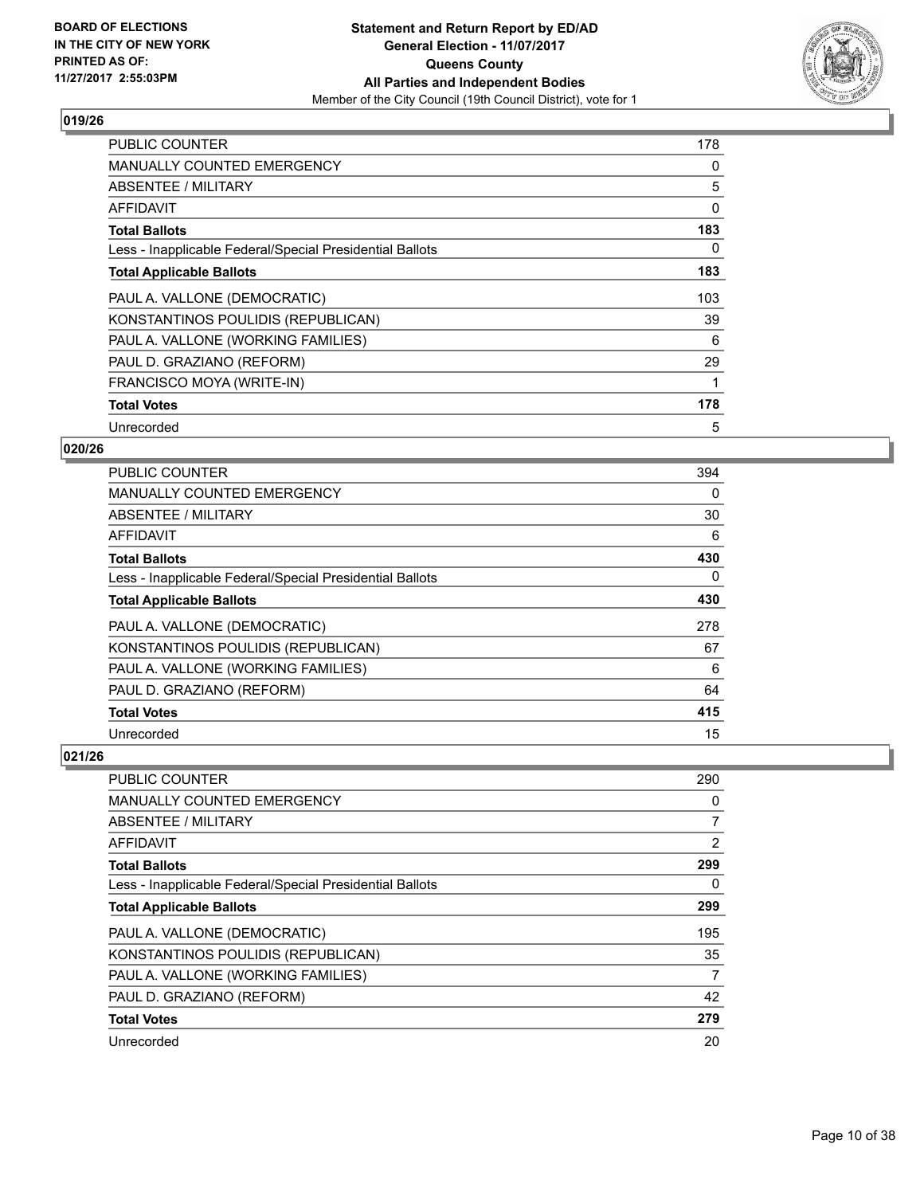**BOARD OF ELECTIONS IN THE CITY OF NEW YORK PRINTED AS OF: 11/27/2017 2:55:03PM**

**Statement and Return Report by ED/AD General Election - 11/07/2017 Queens County All Parties and Independent Bodies**

Member of the City Council (19th Council District), vote for 1

## 019/26

| | |
|---|---|
| PUBLIC COUNTER | 178 |
| MANUALLY COUNTED EMERGENCY | 0 |
| ABSENTEE / MILITARY | 5 |
| AFFIDAVIT | 0 |
| **Total Ballots** | **183** |
| Less - Inapplicable Federal/Special Presidential Ballots | 0 |
| **Total Applicable Ballots** | **183** |
| PAUL A. VALLONE (DEMOCRATIC) | 103 |
| KONSTANTINOS POULIDIS (REPUBLICAN) | 39 |
| PAUL A. VALLONE (WORKING FAMILIES) | 6 |
| PAUL D. GRAZIANO (REFORM) | 29 |
| FRANCISCO MOYA (WRITE-IN) | 1 |
| **Total Votes** | **178** |
| Unrecorded | 5 |

## 020/26

| | |
|---|---|
| PUBLIC COUNTER | 394 |
| MANUALLY COUNTED EMERGENCY | 0 |
| ABSENTEE / MILITARY | 30 |
| AFFIDAVIT | 6 |
| **Total Ballots** | **430** |
| Less - Inapplicable Federal/Special Presidential Ballots | 0 |
| **Total Applicable Ballots** | **430** |
| PAUL A. VALLONE (DEMOCRATIC) | 278 |
| KONSTANTINOS POULIDIS (REPUBLICAN) | 67 |
| PAUL A. VALLONE (WORKING FAMILIES) | 6 |
| PAUL D. GRAZIANO (REFORM) | 64 |
| **Total Votes** | **415** |
| Unrecorded | 15 |

## 021/26

| | |
|---|---|
| PUBLIC COUNTER | 290 |
| MANUALLY COUNTED EMERGENCY | 0 |
| ABSENTEE / MILITARY | 7 |
| AFFIDAVIT | 2 |
| **Total Ballots** | **299** |
| Less - Inapplicable Federal/Special Presidential Ballots | 0 |
| **Total Applicable Ballots** | **299** |
| PAUL A. VALLONE (DEMOCRATIC) | 195 |
| KONSTANTINOS POULIDIS (REPUBLICAN) | 35 |
| PAUL A. VALLONE (WORKING FAMILIES) | 7 |
| PAUL D. GRAZIANO (REFORM) | 42 |
| **Total Votes** | **279** |
| Unrecorded | 20 |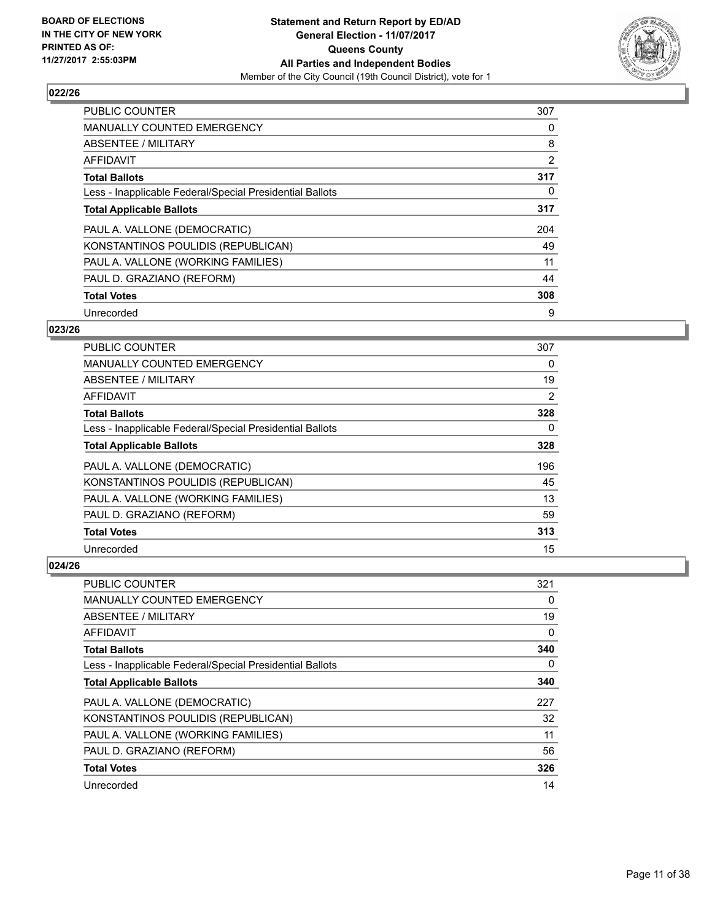**Statement and Return Report by ED/AD**
**General Election - 11/07/2017**
**Queens County**
**All Parties and Independent Bodies**
Member of the City Council (19th Council District), vote for 1

BOARD OF ELECTIONS IN THE CITY OF NEW YORK PRINTED AS OF: 11/27/2017 2:55:03PM

### 022/26

| | |
|---|---|
| PUBLIC COUNTER | 307 |
| MANUALLY COUNTED EMERGENCY | 0 |
| ABSENTEE / MILITARY | 8 |
| AFFIDAVIT | 2 |
| **Total Ballots** | **317** |
| Less - Inapplicable Federal/Special Presidential Ballots | 0 |
| **Total Applicable Ballots** | **317** |
| PAUL A. VALLONE (DEMOCRATIC) | 204 |
| KONSTANTINOS POULIDIS (REPUBLICAN) | 49 |
| PAUL A. VALLONE (WORKING FAMILIES) | 11 |
| PAUL D. GRAZIANO (REFORM) | 44 |
| **Total Votes** | **308** |
| Unrecorded | 9 |

### 023/26

| | |
|---|---|
| PUBLIC COUNTER | 307 |
| MANUALLY COUNTED EMERGENCY | 0 |
| ABSENTEE / MILITARY | 19 |
| AFFIDAVIT | 2 |
| **Total Ballots** | **328** |
| Less - Inapplicable Federal/Special Presidential Ballots | 0 |
| **Total Applicable Ballots** | **328** |
| PAUL A. VALLONE (DEMOCRATIC) | 196 |
| KONSTANTINOS POULIDIS (REPUBLICAN) | 45 |
| PAUL A. VALLONE (WORKING FAMILIES) | 13 |
| PAUL D. GRAZIANO (REFORM) | 59 |
| **Total Votes** | **313** |
| Unrecorded | 15 |

### 024/26

| | |
|---|---|
| PUBLIC COUNTER | 321 |
| MANUALLY COUNTED EMERGENCY | 0 |
| ABSENTEE / MILITARY | 19 |
| AFFIDAVIT | 0 |
| **Total Ballots** | **340** |
| Less - Inapplicable Federal/Special Presidential Ballots | 0 |
| **Total Applicable Ballots** | **340** |
| PAUL A. VALLONE (DEMOCRATIC) | 227 |
| KONSTANTINOS POULIDIS (REPUBLICAN) | 32 |
| PAUL A. VALLONE (WORKING FAMILIES) | 11 |
| PAUL D. GRAZIANO (REFORM) | 56 |
| **Total Votes** | **326** |
| Unrecorded | 14 |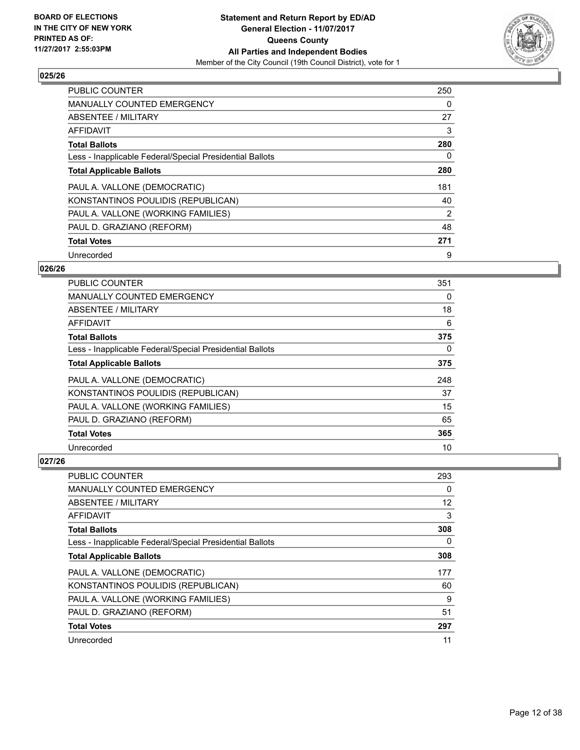**Statement and Return Report by ED/AD**
**General Election - 11/07/2017**
**Queens County**
**All Parties and Independent Bodies**
Member of the City Council (19th Council District), vote for 1

BOARD OF ELECTIONS IN THE CITY OF NEW YORK PRINTED AS OF: 11/27/2017 2:55:03PM

## 025/26

| | |
|---|---|
| PUBLIC COUNTER | 250 |
| MANUALLY COUNTED EMERGENCY | 0 |
| ABSENTEE / MILITARY | 27 |
| AFFIDAVIT | 3 |
| **Total Ballots** | **280** |
| Less - Inapplicable Federal/Special Presidential Ballots | 0 |
| **Total Applicable Ballots** | **280** |
| PAUL A. VALLONE (DEMOCRATIC) | 181 |
| KONSTANTINOS POULIDIS (REPUBLICAN) | 40 |
| PAUL A. VALLONE (WORKING FAMILIES) | 2 |
| PAUL D. GRAZIANO (REFORM) | 48 |
| **Total Votes** | **271** |
| Unrecorded | 9 |

## 026/26

| | |
|---|---|
| PUBLIC COUNTER | 351 |
| MANUALLY COUNTED EMERGENCY | 0 |
| ABSENTEE / MILITARY | 18 |
| AFFIDAVIT | 6 |
| **Total Ballots** | **375** |
| Less - Inapplicable Federal/Special Presidential Ballots | 0 |
| **Total Applicable Ballots** | **375** |
| PAUL A. VALLONE (DEMOCRATIC) | 248 |
| KONSTANTINOS POULIDIS (REPUBLICAN) | 37 |
| PAUL A. VALLONE (WORKING FAMILIES) | 15 |
| PAUL D. GRAZIANO (REFORM) | 65 |
| **Total Votes** | **365** |
| Unrecorded | 10 |

## 027/26

| | |
|---|---|
| PUBLIC COUNTER | 293 |
| MANUALLY COUNTED EMERGENCY | 0 |
| ABSENTEE / MILITARY | 12 |
| AFFIDAVIT | 3 |
| **Total Ballots** | **308** |
| Less - Inapplicable Federal/Special Presidential Ballots | 0 |
| **Total Applicable Ballots** | **308** |
| PAUL A. VALLONE (DEMOCRATIC) | 177 |
| KONSTANTINOS POULIDIS (REPUBLICAN) | 60 |
| PAUL A. VALLONE (WORKING FAMILIES) | 9 |
| PAUL D. GRAZIANO (REFORM) | 51 |
| **Total Votes** | **297** |
| Unrecorded | 11 |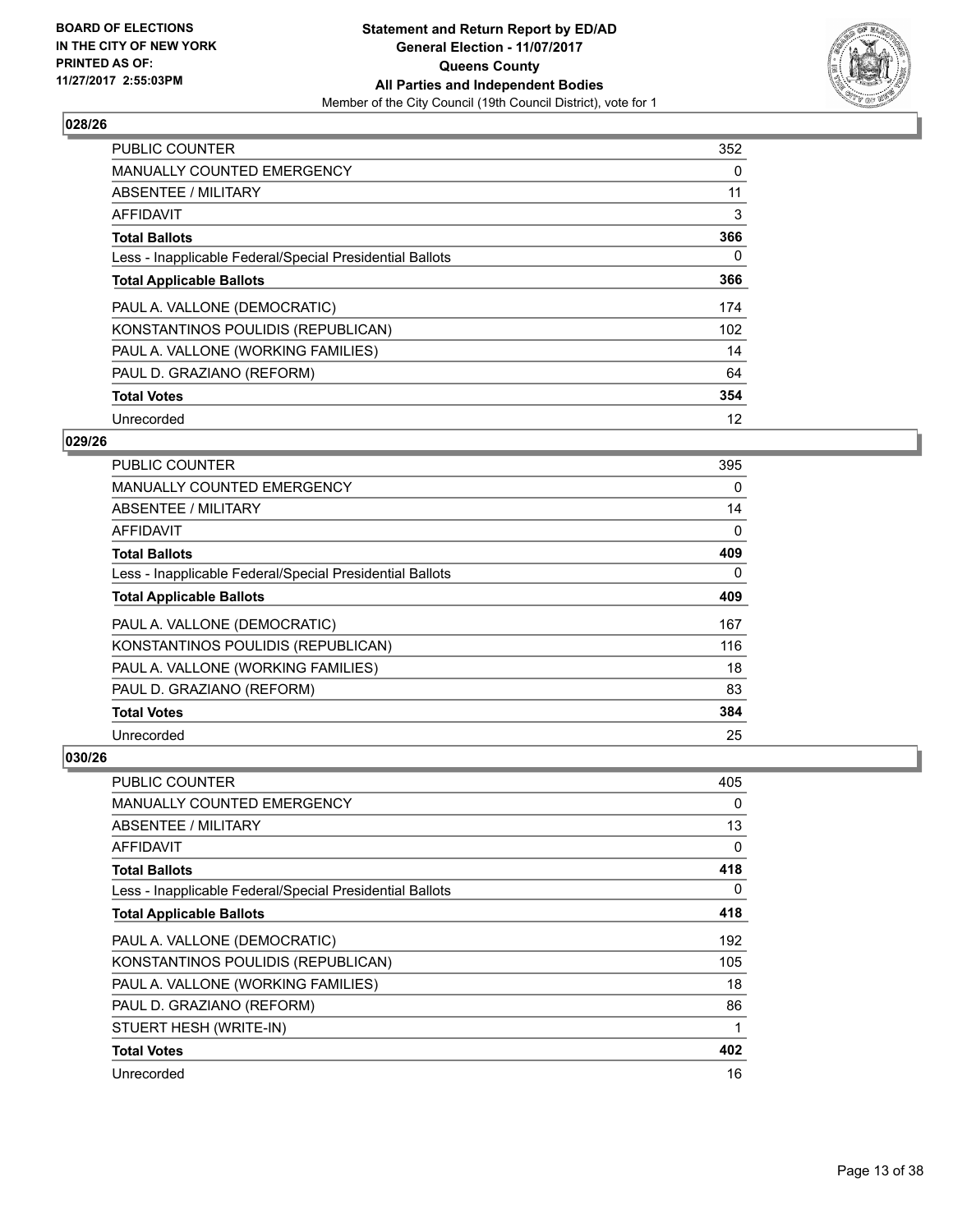BOARD OF ELECTIONS
IN THE CITY OF NEW YORK
PRINTED AS OF:
11/27/2017 2:55:03PM

**Statement and Return Report by ED/AD**
**General Election - 11/07/2017**
**Queens County**
**All Parties and Independent Bodies**
Member of the City Council (19th Council District), vote for 1

## 028/26

| | |
|---|---|
| PUBLIC COUNTER | 352 |
| MANUALLY COUNTED EMERGENCY | 0 |
| ABSENTEE / MILITARY | 11 |
| AFFIDAVIT | 3 |
| **Total Ballots** | **366** |
| Less - Inapplicable Federal/Special Presidential Ballots | 0 |
| **Total Applicable Ballots** | **366** |
| PAUL A. VALLONE (DEMOCRATIC) | 174 |
| KONSTANTINOS POULIDIS (REPUBLICAN) | 102 |
| PAUL A. VALLONE (WORKING FAMILIES) | 14 |
| PAUL D. GRAZIANO (REFORM) | 64 |
| **Total Votes** | **354** |
| Unrecorded | 12 |

## 029/26

| | |
|---|---|
| PUBLIC COUNTER | 395 |
| MANUALLY COUNTED EMERGENCY | 0 |
| ABSENTEE / MILITARY | 14 |
| AFFIDAVIT | 0 |
| **Total Ballots** | **409** |
| Less - Inapplicable Federal/Special Presidential Ballots | 0 |
| **Total Applicable Ballots** | **409** |
| PAUL A. VALLONE (DEMOCRATIC) | 167 |
| KONSTANTINOS POULIDIS (REPUBLICAN) | 116 |
| PAUL A. VALLONE (WORKING FAMILIES) | 18 |
| PAUL D. GRAZIANO (REFORM) | 83 |
| **Total Votes** | **384** |
| Unrecorded | 25 |

## 030/26

| | |
|---|---|
| PUBLIC COUNTER | 405 |
| MANUALLY COUNTED EMERGENCY | 0 |
| ABSENTEE / MILITARY | 13 |
| AFFIDAVIT | 0 |
| **Total Ballots** | **418** |
| Less - Inapplicable Federal/Special Presidential Ballots | 0 |
| **Total Applicable Ballots** | **418** |
| PAUL A. VALLONE (DEMOCRATIC) | 192 |
| KONSTANTINOS POULIDIS (REPUBLICAN) | 105 |
| PAUL A. VALLONE (WORKING FAMILIES) | 18 |
| PAUL D. GRAZIANO (REFORM) | 86 |
| STUERT HESH (WRITE-IN) | 1 |
| **Total Votes** | **402** |
| Unrecorded | 16 |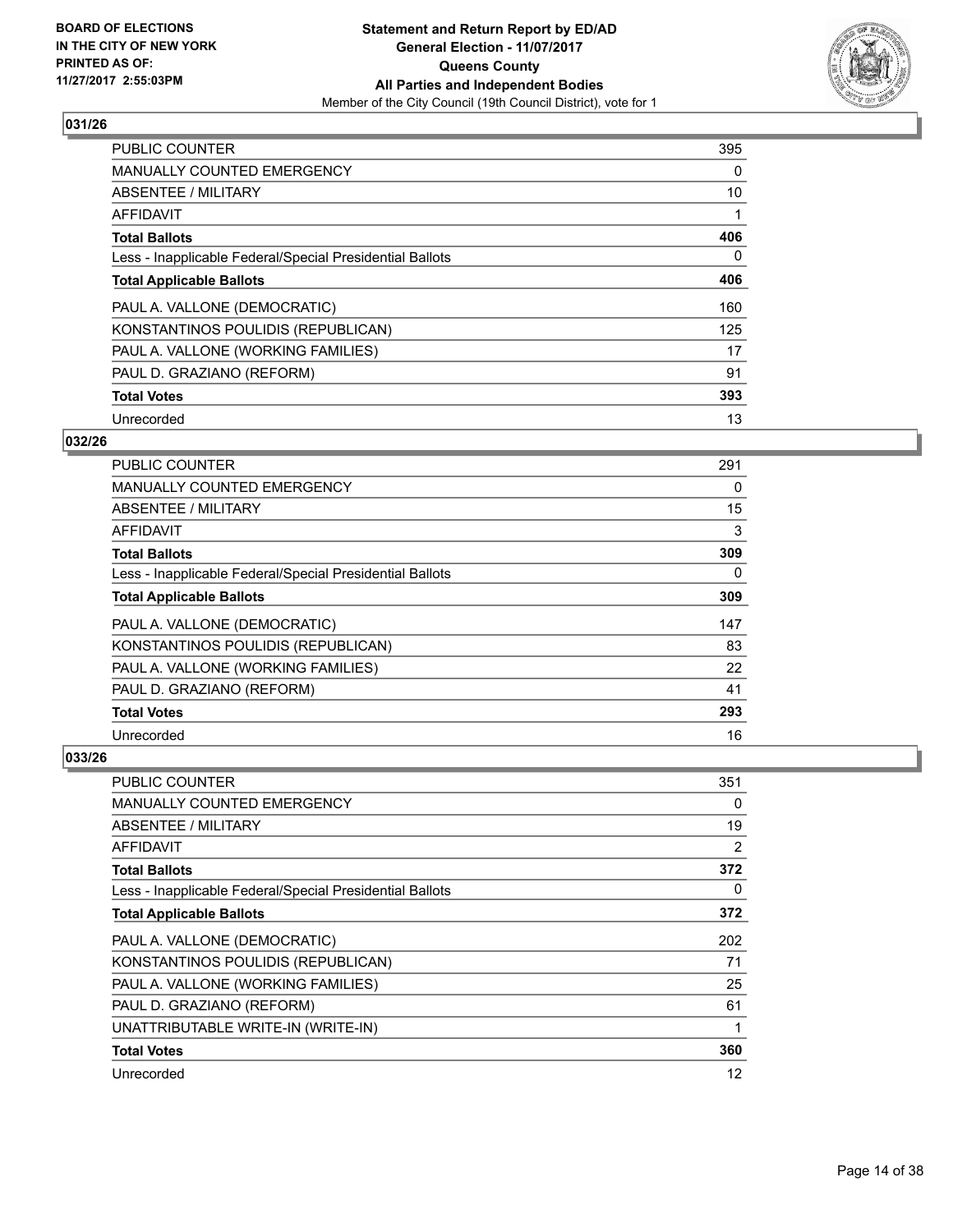**Statement and Return Report by ED/AD**
**General Election - 11/07/2017**
**Queens County**
**All Parties and Independent Bodies**
Member of the City Council (19th Council District), vote for 1

BOARD OF ELECTIONS IN THE CITY OF NEW YORK PRINTED AS OF: 11/27/2017 2:55:03PM

### 031/26

| | |
|---|---|
| PUBLIC COUNTER | 395 |
| MANUALLY COUNTED EMERGENCY | 0 |
| ABSENTEE / MILITARY | 10 |
| AFFIDAVIT | 1 |
| **Total Ballots** | **406** |
| Less - Inapplicable Federal/Special Presidential Ballots | 0 |
| **Total Applicable Ballots** | **406** |
| PAUL A. VALLONE (DEMOCRATIC) | 160 |
| KONSTANTINOS POULIDIS (REPUBLICAN) | 125 |
| PAUL A. VALLONE (WORKING FAMILIES) | 17 |
| PAUL D. GRAZIANO (REFORM) | 91 |
| **Total Votes** | **393** |
| Unrecorded | 13 |

### 032/26

| | |
|---|---|
| PUBLIC COUNTER | 291 |
| MANUALLY COUNTED EMERGENCY | 0 |
| ABSENTEE / MILITARY | 15 |
| AFFIDAVIT | 3 |
| **Total Ballots** | **309** |
| Less - Inapplicable Federal/Special Presidential Ballots | 0 |
| **Total Applicable Ballots** | **309** |
| PAUL A. VALLONE (DEMOCRATIC) | 147 |
| KONSTANTINOS POULIDIS (REPUBLICAN) | 83 |
| PAUL A. VALLONE (WORKING FAMILIES) | 22 |
| PAUL D. GRAZIANO (REFORM) | 41 |
| **Total Votes** | **293** |
| Unrecorded | 16 |

### 033/26

| | |
|---|---|
| PUBLIC COUNTER | 351 |
| MANUALLY COUNTED EMERGENCY | 0 |
| ABSENTEE / MILITARY | 19 |
| AFFIDAVIT | 2 |
| **Total Ballots** | **372** |
| Less - Inapplicable Federal/Special Presidential Ballots | 0 |
| **Total Applicable Ballots** | **372** |
| PAUL A. VALLONE (DEMOCRATIC) | 202 |
| KONSTANTINOS POULIDIS (REPUBLICAN) | 71 |
| PAUL A. VALLONE (WORKING FAMILIES) | 25 |
| PAUL D. GRAZIANO (REFORM) | 61 |
| UNATTRIBUTABLE WRITE-IN (WRITE-IN) | 1 |
| **Total Votes** | **360** |
| Unrecorded | 12 |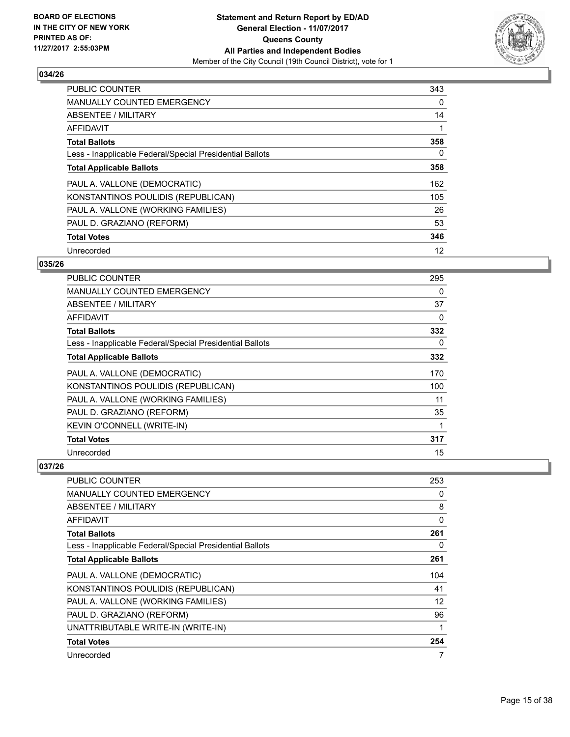**BOARD OF ELECTIONS IN THE CITY OF NEW YORK PRINTED AS OF: 11/27/2017 2:55:03PM**

**Statement and Return Report by ED/AD General Election - 11/07/2017 Queens County All Parties and Independent Bodies**

Member of the City Council (19th Council District), vote for 1

## 034/26

| | |
|---|---|
| PUBLIC COUNTER | 343 |
| MANUALLY COUNTED EMERGENCY | 0 |
| ABSENTEE / MILITARY | 14 |
| AFFIDAVIT | 1 |
| **Total Ballots** | **358** |
| Less - Inapplicable Federal/Special Presidential Ballots | 0 |
| **Total Applicable Ballots** | **358** |
| PAUL A. VALLONE (DEMOCRATIC) | 162 |
| KONSTANTINOS POULIDIS (REPUBLICAN) | 105 |
| PAUL A. VALLONE (WORKING FAMILIES) | 26 |
| PAUL D. GRAZIANO (REFORM) | 53 |
| **Total Votes** | **346** |
| Unrecorded | 12 |

## 035/26

| | |
|---|---|
| PUBLIC COUNTER | 295 |
| MANUALLY COUNTED EMERGENCY | 0 |
| ABSENTEE / MILITARY | 37 |
| AFFIDAVIT | 0 |
| **Total Ballots** | **332** |
| Less - Inapplicable Federal/Special Presidential Ballots | 0 |
| **Total Applicable Ballots** | **332** |
| PAUL A. VALLONE (DEMOCRATIC) | 170 |
| KONSTANTINOS POULIDIS (REPUBLICAN) | 100 |
| PAUL A. VALLONE (WORKING FAMILIES) | 11 |
| PAUL D. GRAZIANO (REFORM) | 35 |
| KEVIN O'CONNELL (WRITE-IN) | 1 |
| **Total Votes** | **317** |
| Unrecorded | 15 |

## 037/26

| | |
|---|---|
| PUBLIC COUNTER | 253 |
| MANUALLY COUNTED EMERGENCY | 0 |
| ABSENTEE / MILITARY | 8 |
| AFFIDAVIT | 0 |
| **Total Ballots** | **261** |
| Less - Inapplicable Federal/Special Presidential Ballots | 0 |
| **Total Applicable Ballots** | **261** |
| PAUL A. VALLONE (DEMOCRATIC) | 104 |
| KONSTANTINOS POULIDIS (REPUBLICAN) | 41 |
| PAUL A. VALLONE (WORKING FAMILIES) | 12 |
| PAUL D. GRAZIANO (REFORM) | 96 |
| UNATTRIBUTABLE WRITE-IN (WRITE-IN) | 1 |
| **Total Votes** | **254** |
| Unrecorded | 7 |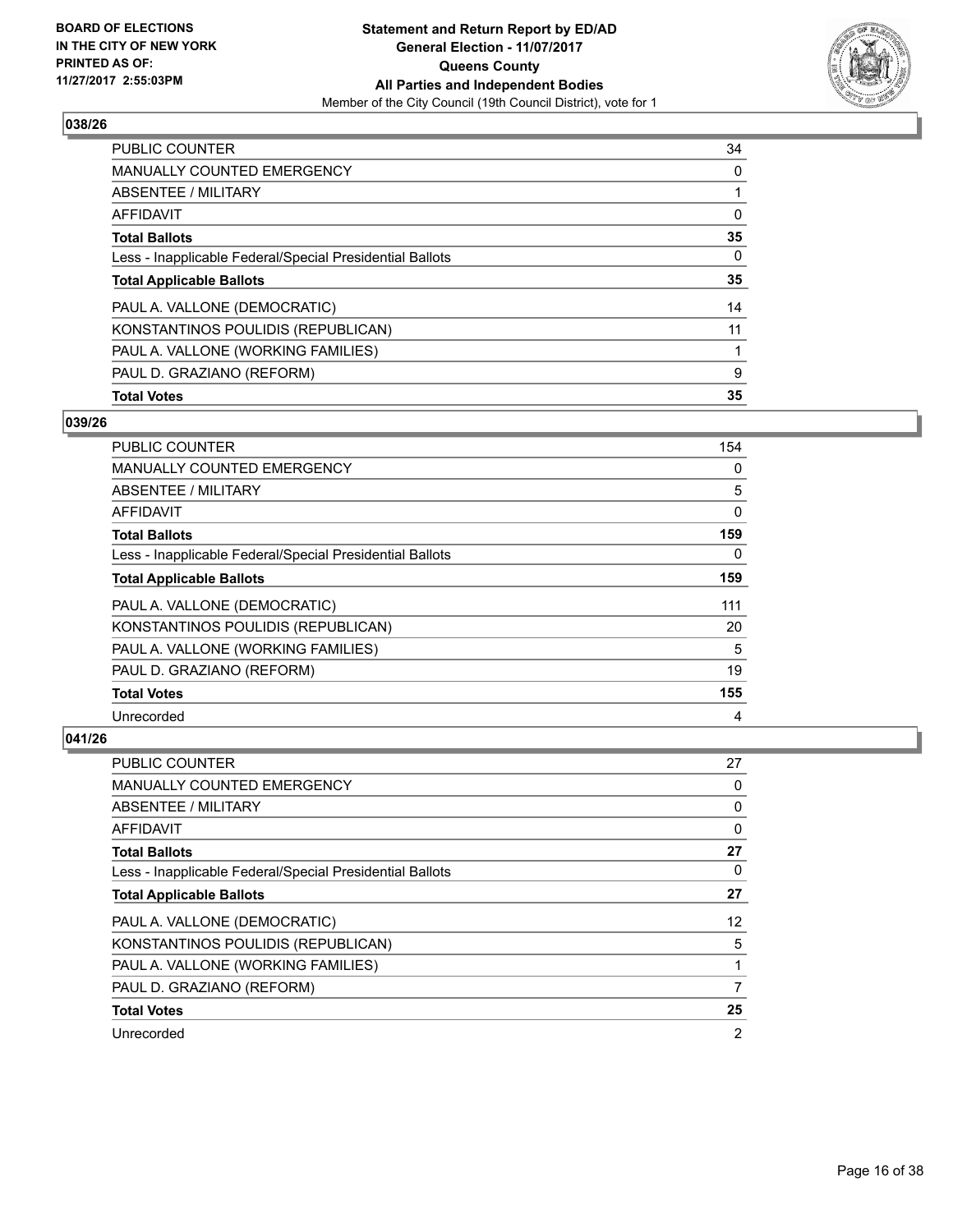**BOARD OF ELECTIONS IN THE CITY OF NEW YORK PRINTED AS OF: 11/27/2017 2:55:03PM**

**Statement and Return Report by ED/AD**
**General Election - 11/07/2017**
**Queens County**
**All Parties and Independent Bodies**
Member of the City Council (19th Council District), vote for 1

### 038/26

| | |
|---|---|
| PUBLIC COUNTER | 34 |
| MANUALLY COUNTED EMERGENCY | 0 |
| ABSENTEE / MILITARY | 1 |
| AFFIDAVIT | 0 |
| **Total Ballots** | **35** |
| Less - Inapplicable Federal/Special Presidential Ballots | 0 |
| **Total Applicable Ballots** | **35** |
| PAUL A. VALLONE (DEMOCRATIC) | 14 |
| KONSTANTINOS POULIDIS (REPUBLICAN) | 11 |
| PAUL A. VALLONE (WORKING FAMILIES) | 1 |
| PAUL D. GRAZIANO (REFORM) | 9 |
| **Total Votes** | **35** |

### 039/26

| | |
|---|---|
| PUBLIC COUNTER | 154 |
| MANUALLY COUNTED EMERGENCY | 0 |
| ABSENTEE / MILITARY | 5 |
| AFFIDAVIT | 0 |
| **Total Ballots** | **159** |
| Less - Inapplicable Federal/Special Presidential Ballots | 0 |
| **Total Applicable Ballots** | **159** |
| PAUL A. VALLONE (DEMOCRATIC) | 111 |
| KONSTANTINOS POULIDIS (REPUBLICAN) | 20 |
| PAUL A. VALLONE (WORKING FAMILIES) | 5 |
| PAUL D. GRAZIANO (REFORM) | 19 |
| **Total Votes** | **155** |
| Unrecorded | 4 |

### 041/26

| | |
|---|---|
| PUBLIC COUNTER | 27 |
| MANUALLY COUNTED EMERGENCY | 0 |
| ABSENTEE / MILITARY | 0 |
| AFFIDAVIT | 0 |
| **Total Ballots** | **27** |
| Less - Inapplicable Federal/Special Presidential Ballots | 0 |
| **Total Applicable Ballots** | **27** |
| PAUL A. VALLONE (DEMOCRATIC) | 12 |
| KONSTANTINOS POULIDIS (REPUBLICAN) | 5 |
| PAUL A. VALLONE (WORKING FAMILIES) | 1 |
| PAUL D. GRAZIANO (REFORM) | 7 |
| **Total Votes** | **25** |
| Unrecorded | 2 |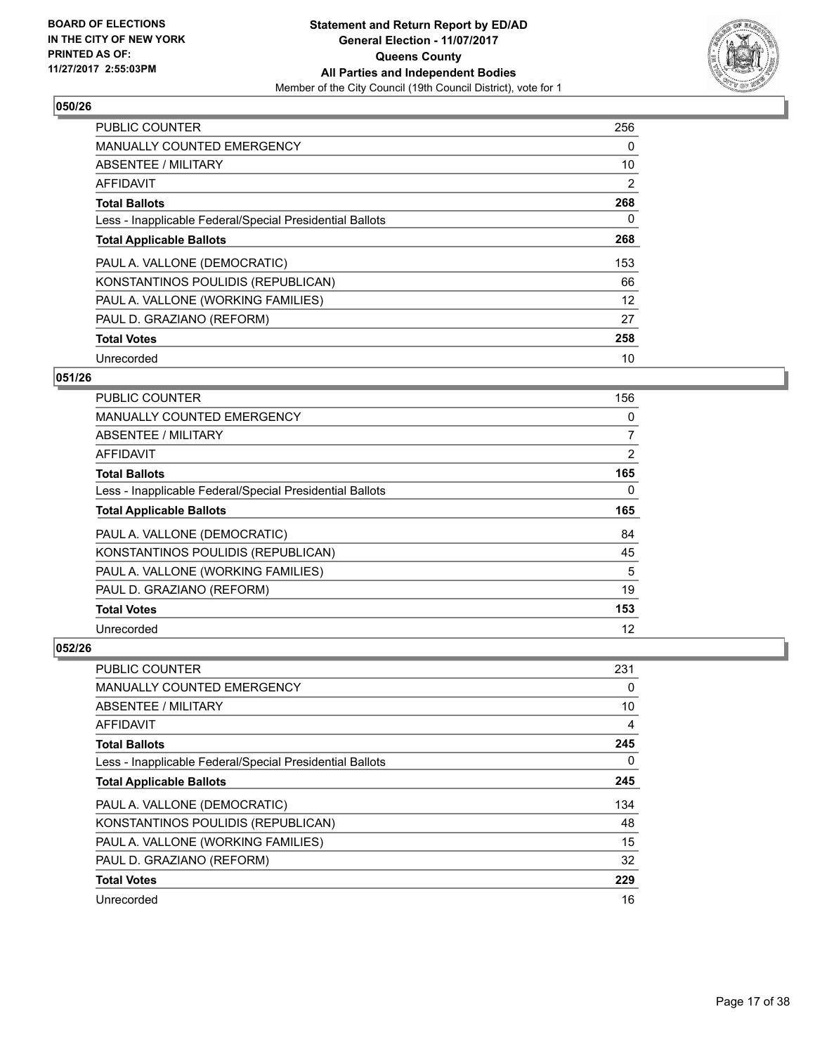**BOARD OF ELECTIONS IN THE CITY OF NEW YORK PRINTED AS OF: 11/27/2017 2:55:03PM**

**Statement and Return Report by ED/AD**
**General Election - 11/07/2017**
**Queens County**
**All Parties and Independent Bodies**
Member of the City Council (19th Council District), vote for 1

### 050/26

| | |
|---|---|
| PUBLIC COUNTER | 256 |
| MANUALLY COUNTED EMERGENCY | 0 |
| ABSENTEE / MILITARY | 10 |
| AFFIDAVIT | 2 |
| **Total Ballots** | **268** |
| Less - Inapplicable Federal/Special Presidential Ballots | 0 |
| **Total Applicable Ballots** | **268** |
| PAUL A. VALLONE (DEMOCRATIC) | 153 |
| KONSTANTINOS POULIDIS (REPUBLICAN) | 66 |
| PAUL A. VALLONE (WORKING FAMILIES) | 12 |
| PAUL D. GRAZIANO (REFORM) | 27 |
| **Total Votes** | **258** |
| Unrecorded | 10 |

### 051/26

| | |
|---|---|
| PUBLIC COUNTER | 156 |
| MANUALLY COUNTED EMERGENCY | 0 |
| ABSENTEE / MILITARY | 7 |
| AFFIDAVIT | 2 |
| **Total Ballots** | **165** |
| Less - Inapplicable Federal/Special Presidential Ballots | 0 |
| **Total Applicable Ballots** | **165** |
| PAUL A. VALLONE (DEMOCRATIC) | 84 |
| KONSTANTINOS POULIDIS (REPUBLICAN) | 45 |
| PAUL A. VALLONE (WORKING FAMILIES) | 5 |
| PAUL D. GRAZIANO (REFORM) | 19 |
| **Total Votes** | **153** |
| Unrecorded | 12 |

### 052/26

| | |
|---|---|
| PUBLIC COUNTER | 231 |
| MANUALLY COUNTED EMERGENCY | 0 |
| ABSENTEE / MILITARY | 10 |
| AFFIDAVIT | 4 |
| **Total Ballots** | **245** |
| Less - Inapplicable Federal/Special Presidential Ballots | 0 |
| **Total Applicable Ballots** | **245** |
| PAUL A. VALLONE (DEMOCRATIC) | 134 |
| KONSTANTINOS POULIDIS (REPUBLICAN) | 48 |
| PAUL A. VALLONE (WORKING FAMILIES) | 15 |
| PAUL D. GRAZIANO (REFORM) | 32 |
| **Total Votes** | **229** |
| Unrecorded | 16 |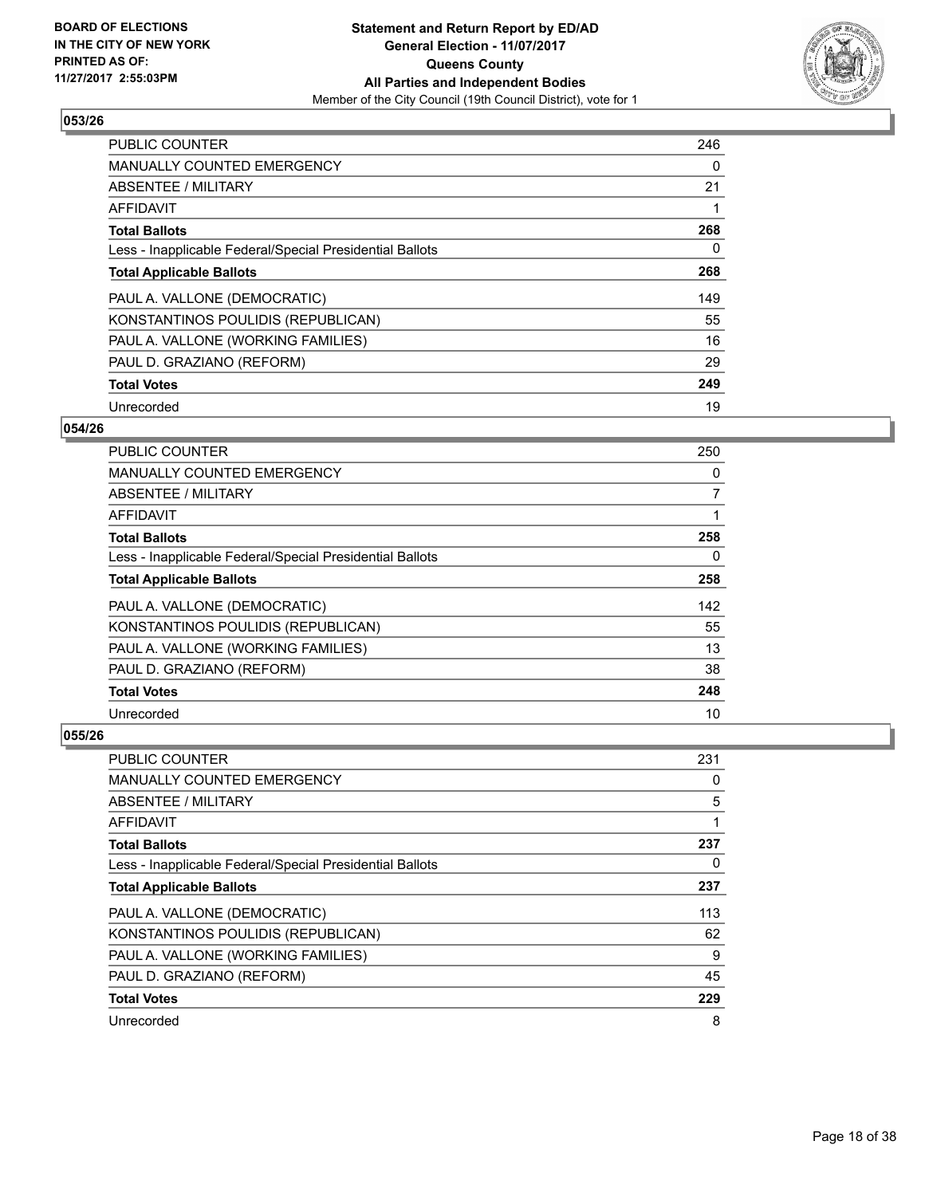**BOARD OF ELECTIONS IN THE CITY OF NEW YORK PRINTED AS OF: 11/27/2017 2:55:03PM**

**Statement and Return Report by ED/AD General Election - 11/07/2017 Queens County All Parties and Independent Bodies**
Member of the City Council (19th Council District), vote for 1

### 053/26

| | |
|---|---|
| PUBLIC COUNTER | 246 |
| MANUALLY COUNTED EMERGENCY | 0 |
| ABSENTEE / MILITARY | 21 |
| AFFIDAVIT | 1 |
| **Total Ballots** | **268** |
| Less - Inapplicable Federal/Special Presidential Ballots | 0 |
| **Total Applicable Ballots** | **268** |
| PAUL A. VALLONE (DEMOCRATIC) | 149 |
| KONSTANTINOS POULIDIS (REPUBLICAN) | 55 |
| PAUL A. VALLONE (WORKING FAMILIES) | 16 |
| PAUL D. GRAZIANO (REFORM) | 29 |
| **Total Votes** | **249** |
| Unrecorded | 19 |

### 054/26

| | |
|---|---|
| PUBLIC COUNTER | 250 |
| MANUALLY COUNTED EMERGENCY | 0 |
| ABSENTEE / MILITARY | 7 |
| AFFIDAVIT | 1 |
| **Total Ballots** | **258** |
| Less - Inapplicable Federal/Special Presidential Ballots | 0 |
| **Total Applicable Ballots** | **258** |
| PAUL A. VALLONE (DEMOCRATIC) | 142 |
| KONSTANTINOS POULIDIS (REPUBLICAN) | 55 |
| PAUL A. VALLONE (WORKING FAMILIES) | 13 |
| PAUL D. GRAZIANO (REFORM) | 38 |
| **Total Votes** | **248** |
| Unrecorded | 10 |

### 055/26

| | |
|---|---|
| PUBLIC COUNTER | 231 |
| MANUALLY COUNTED EMERGENCY | 0 |
| ABSENTEE / MILITARY | 5 |
| AFFIDAVIT | 1 |
| **Total Ballots** | **237** |
| Less - Inapplicable Federal/Special Presidential Ballots | 0 |
| **Total Applicable Ballots** | **237** |
| PAUL A. VALLONE (DEMOCRATIC) | 113 |
| KONSTANTINOS POULIDIS (REPUBLICAN) | 62 |
| PAUL A. VALLONE (WORKING FAMILIES) | 9 |
| PAUL D. GRAZIANO (REFORM) | 45 |
| **Total Votes** | **229** |
| Unrecorded | 8 |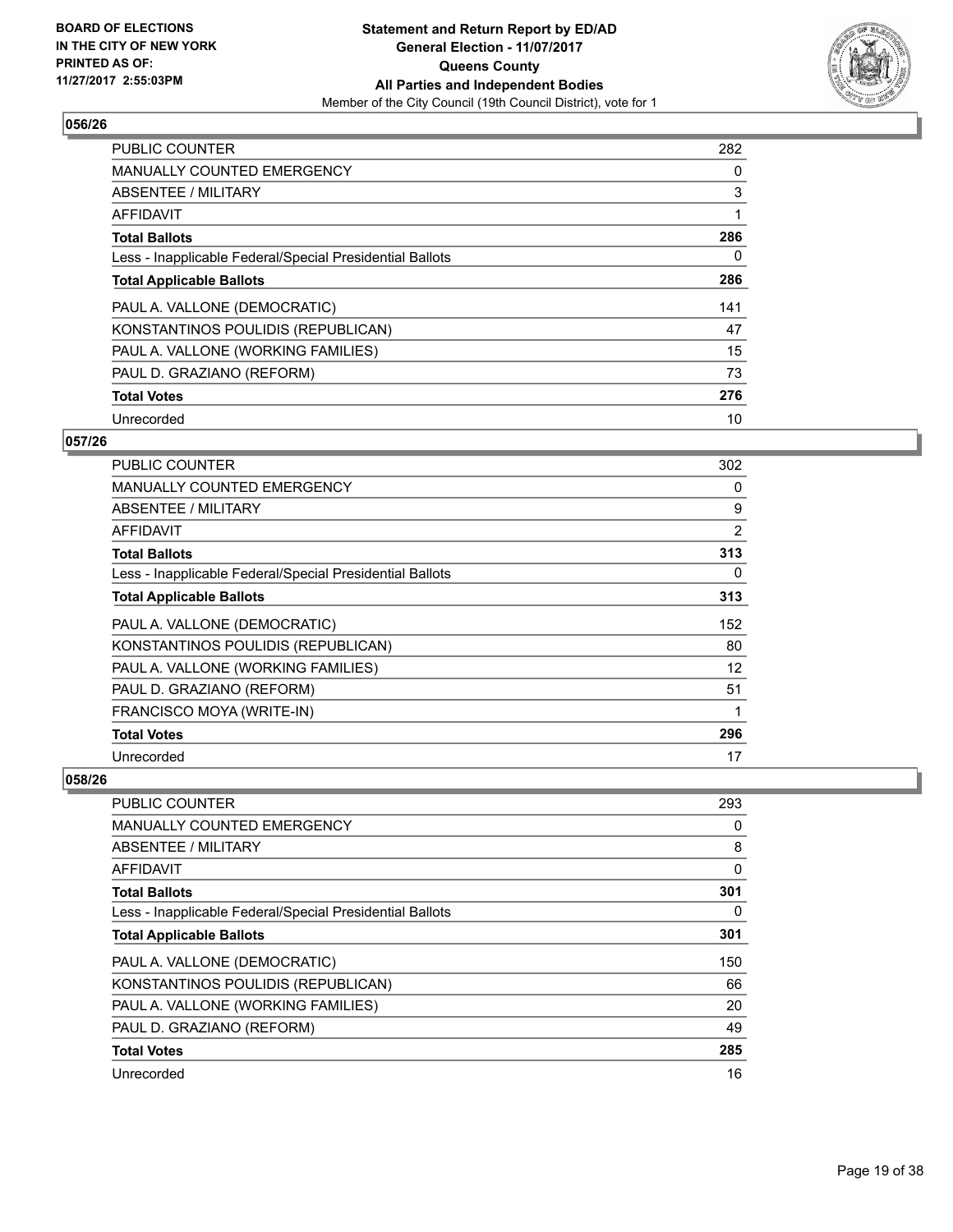**BOARD OF ELECTIONS IN THE CITY OF NEW YORK PRINTED AS OF: 11/27/2017 2:55:03PM**

**Statement and Return Report by ED/AD General Election - 11/07/2017 Queens County All Parties and Independent Bodies**

Member of the City Council (19th Council District), vote for 1

## 056/26

| | |
|---|---|
| PUBLIC COUNTER | 282 |
| MANUALLY COUNTED EMERGENCY | 0 |
| ABSENTEE / MILITARY | 3 |
| AFFIDAVIT | 1 |
| **Total Ballots** | **286** |
| Less - Inapplicable Federal/Special Presidential Ballots | 0 |
| **Total Applicable Ballots** | **286** |
| PAUL A. VALLONE (DEMOCRATIC) | 141 |
| KONSTANTINOS POULIDIS (REPUBLICAN) | 47 |
| PAUL A. VALLONE (WORKING FAMILIES) | 15 |
| PAUL D. GRAZIANO (REFORM) | 73 |
| **Total Votes** | **276** |
| Unrecorded | 10 |

## 057/26

| | |
|---|---|
| PUBLIC COUNTER | 302 |
| MANUALLY COUNTED EMERGENCY | 0 |
| ABSENTEE / MILITARY | 9 |
| AFFIDAVIT | 2 |
| **Total Ballots** | **313** |
| Less - Inapplicable Federal/Special Presidential Ballots | 0 |
| **Total Applicable Ballots** | **313** |
| PAUL A. VALLONE (DEMOCRATIC) | 152 |
| KONSTANTINOS POULIDIS (REPUBLICAN) | 80 |
| PAUL A. VALLONE (WORKING FAMILIES) | 12 |
| PAUL D. GRAZIANO (REFORM) | 51 |
| FRANCISCO MOYA (WRITE-IN) | 1 |
| **Total Votes** | **296** |
| Unrecorded | 17 |

## 058/26

| | |
|---|---|
| PUBLIC COUNTER | 293 |
| MANUALLY COUNTED EMERGENCY | 0 |
| ABSENTEE / MILITARY | 8 |
| AFFIDAVIT | 0 |
| **Total Ballots** | **301** |
| Less - Inapplicable Federal/Special Presidential Ballots | 0 |
| **Total Applicable Ballots** | **301** |
| PAUL A. VALLONE (DEMOCRATIC) | 150 |
| KONSTANTINOS POULIDIS (REPUBLICAN) | 66 |
| PAUL A. VALLONE (WORKING FAMILIES) | 20 |
| PAUL D. GRAZIANO (REFORM) | 49 |
| **Total Votes** | **285** |
| Unrecorded | 16 |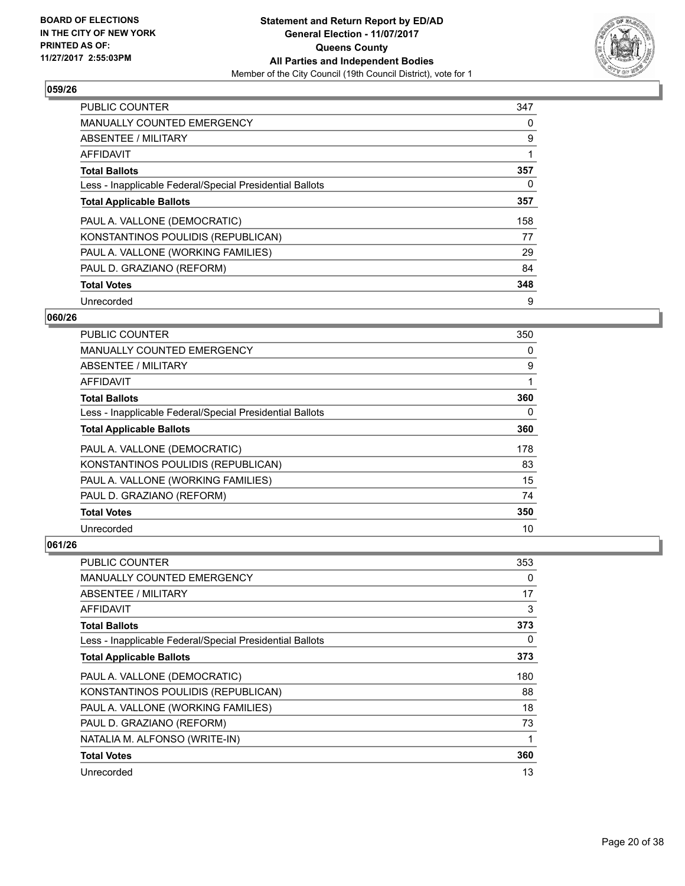BOARD OF ELECTIONS
IN THE CITY OF NEW YORK
PRINTED AS OF:
11/27/2017 2:55:03PM

**Statement and Return Report by ED/AD**
**General Election - 11/07/2017**
**Queens County**
**All Parties and Independent Bodies**
Member of the City Council (19th Council District), vote for 1

### 059/26

| | |
|---|---|
| PUBLIC COUNTER | 347 |
| MANUALLY COUNTED EMERGENCY | 0 |
| ABSENTEE / MILITARY | 9 |
| AFFIDAVIT | 1 |
| **Total Ballots** | **357** |
| Less - Inapplicable Federal/Special Presidential Ballots | 0 |
| **Total Applicable Ballots** | **357** |
| PAUL A. VALLONE (DEMOCRATIC) | 158 |
| KONSTANTINOS POULIDIS (REPUBLICAN) | 77 |
| PAUL A. VALLONE (WORKING FAMILIES) | 29 |
| PAUL D. GRAZIANO (REFORM) | 84 |
| **Total Votes** | **348** |
| Unrecorded | 9 |

### 060/26

| | |
|---|---|
| PUBLIC COUNTER | 350 |
| MANUALLY COUNTED EMERGENCY | 0 |
| ABSENTEE / MILITARY | 9 |
| AFFIDAVIT | 1 |
| **Total Ballots** | **360** |
| Less - Inapplicable Federal/Special Presidential Ballots | 0 |
| **Total Applicable Ballots** | **360** |
| PAUL A. VALLONE (DEMOCRATIC) | 178 |
| KONSTANTINOS POULIDIS (REPUBLICAN) | 83 |
| PAUL A. VALLONE (WORKING FAMILIES) | 15 |
| PAUL D. GRAZIANO (REFORM) | 74 |
| **Total Votes** | **350** |
| Unrecorded | 10 |

### 061/26

| | |
|---|---|
| PUBLIC COUNTER | 353 |
| MANUALLY COUNTED EMERGENCY | 0 |
| ABSENTEE / MILITARY | 17 |
| AFFIDAVIT | 3 |
| **Total Ballots** | **373** |
| Less - Inapplicable Federal/Special Presidential Ballots | 0 |
| **Total Applicable Ballots** | **373** |
| PAUL A. VALLONE (DEMOCRATIC) | 180 |
| KONSTANTINOS POULIDIS (REPUBLICAN) | 88 |
| PAUL A. VALLONE (WORKING FAMILIES) | 18 |
| PAUL D. GRAZIANO (REFORM) | 73 |
| NATALIA M. ALFONSO (WRITE-IN) | 1 |
| **Total Votes** | **360** |
| Unrecorded | 13 |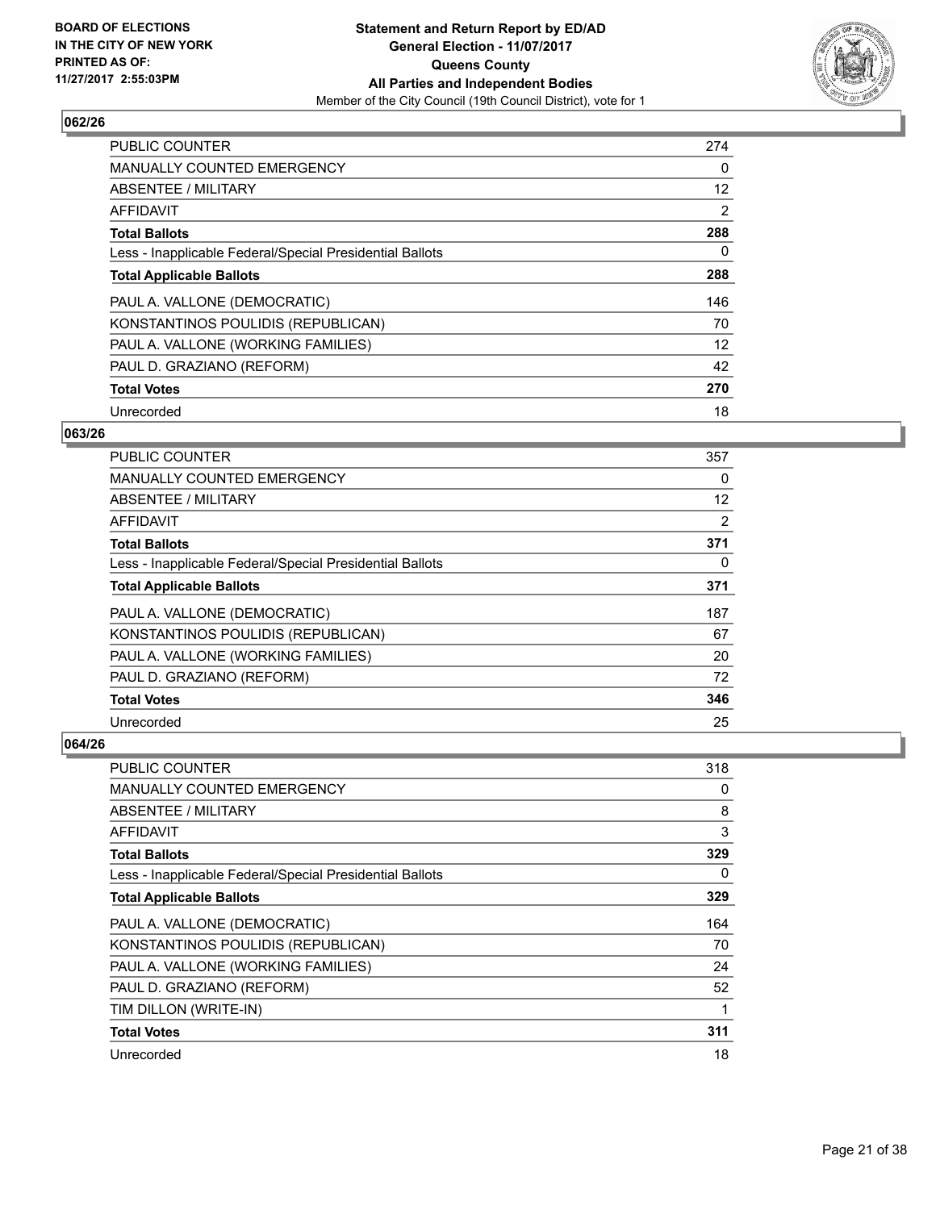**Statement and Return Report by ED/AD**
**General Election - 11/07/2017**
**Queens County**
**All Parties and Independent Bodies**
Member of the City Council (19th Council District), vote for 1

BOARD OF ELECTIONS
IN THE CITY OF NEW YORK
PRINTED AS OF:
11/27/2017 2:55:03PM

### 062/26

| | |
|---|---|
| PUBLIC COUNTER | 274 |
| MANUALLY COUNTED EMERGENCY | 0 |
| ABSENTEE / MILITARY | 12 |
| AFFIDAVIT | 2 |
| **Total Ballots** | **288** |
| Less - Inapplicable Federal/Special Presidential Ballots | 0 |
| **Total Applicable Ballots** | **288** |
| PAUL A. VALLONE (DEMOCRATIC) | 146 |
| KONSTANTINOS POULIDIS (REPUBLICAN) | 70 |
| PAUL A. VALLONE (WORKING FAMILIES) | 12 |
| PAUL D. GRAZIANO (REFORM) | 42 |
| **Total Votes** | **270** |
| Unrecorded | 18 |

### 063/26

| | |
|---|---|
| PUBLIC COUNTER | 357 |
| MANUALLY COUNTED EMERGENCY | 0 |
| ABSENTEE / MILITARY | 12 |
| AFFIDAVIT | 2 |
| **Total Ballots** | **371** |
| Less - Inapplicable Federal/Special Presidential Ballots | 0 |
| **Total Applicable Ballots** | **371** |
| PAUL A. VALLONE (DEMOCRATIC) | 187 |
| KONSTANTINOS POULIDIS (REPUBLICAN) | 67 |
| PAUL A. VALLONE (WORKING FAMILIES) | 20 |
| PAUL D. GRAZIANO (REFORM) | 72 |
| **Total Votes** | **346** |
| Unrecorded | 25 |

### 064/26

| | |
|---|---|
| PUBLIC COUNTER | 318 |
| MANUALLY COUNTED EMERGENCY | 0 |
| ABSENTEE / MILITARY | 8 |
| AFFIDAVIT | 3 |
| **Total Ballots** | **329** |
| Less - Inapplicable Federal/Special Presidential Ballots | 0 |
| **Total Applicable Ballots** | **329** |
| PAUL A. VALLONE (DEMOCRATIC) | 164 |
| KONSTANTINOS POULIDIS (REPUBLICAN) | 70 |
| PAUL A. VALLONE (WORKING FAMILIES) | 24 |
| PAUL D. GRAZIANO (REFORM) | 52 |
| TIM DILLON (WRITE-IN) | 1 |
| **Total Votes** | **311** |
| Unrecorded | 18 |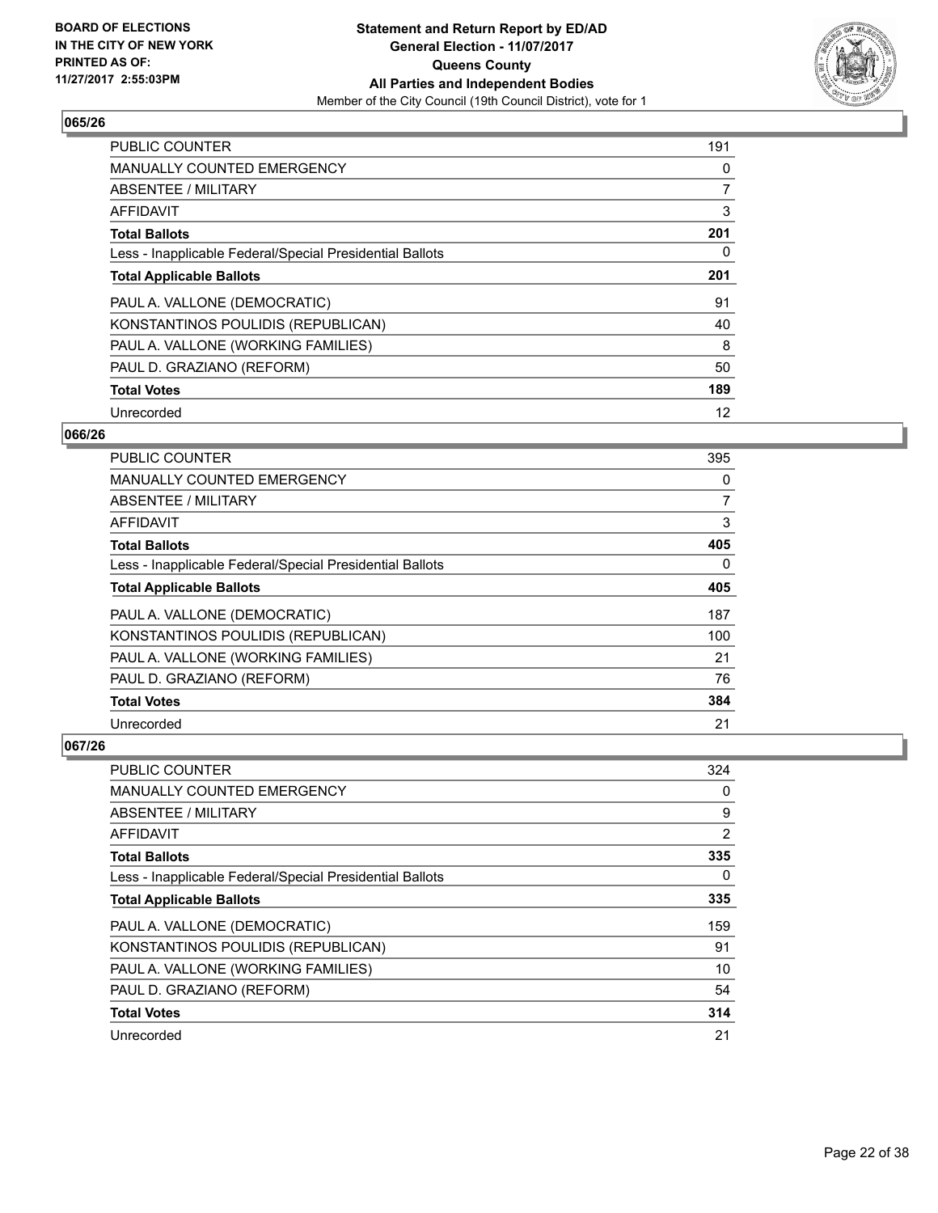**BOARD OF ELECTIONS IN THE CITY OF NEW YORK PRINTED AS OF: 11/27/2017 2:55:03PM**

**Statement and Return Report by ED/AD**
**General Election - 11/07/2017**
**Queens County**
**All Parties and Independent Bodies**
Member of the City Council (19th Council District), vote for 1

### 065/26

| | |
|---|---|
| PUBLIC COUNTER | 191 |
| MANUALLY COUNTED EMERGENCY | 0 |
| ABSENTEE / MILITARY | 7 |
| AFFIDAVIT | 3 |
| **Total Ballots** | **201** |
| Less - Inapplicable Federal/Special Presidential Ballots | 0 |
| **Total Applicable Ballots** | **201** |
| PAUL A. VALLONE (DEMOCRATIC) | 91 |
| KONSTANTINOS POULIDIS (REPUBLICAN) | 40 |
| PAUL A. VALLONE (WORKING FAMILIES) | 8 |
| PAUL D. GRAZIANO (REFORM) | 50 |
| **Total Votes** | **189** |
| Unrecorded | 12 |

### 066/26

| | |
|---|---|
| PUBLIC COUNTER | 395 |
| MANUALLY COUNTED EMERGENCY | 0 |
| ABSENTEE / MILITARY | 7 |
| AFFIDAVIT | 3 |
| **Total Ballots** | **405** |
| Less - Inapplicable Federal/Special Presidential Ballots | 0 |
| **Total Applicable Ballots** | **405** |
| PAUL A. VALLONE (DEMOCRATIC) | 187 |
| KONSTANTINOS POULIDIS (REPUBLICAN) | 100 |
| PAUL A. VALLONE (WORKING FAMILIES) | 21 |
| PAUL D. GRAZIANO (REFORM) | 76 |
| **Total Votes** | **384** |
| Unrecorded | 21 |

### 067/26

| | |
|---|---|
| PUBLIC COUNTER | 324 |
| MANUALLY COUNTED EMERGENCY | 0 |
| ABSENTEE / MILITARY | 9 |
| AFFIDAVIT | 2 |
| **Total Ballots** | **335** |
| Less - Inapplicable Federal/Special Presidential Ballots | 0 |
| **Total Applicable Ballots** | **335** |
| PAUL A. VALLONE (DEMOCRATIC) | 159 |
| KONSTANTINOS POULIDIS (REPUBLICAN) | 91 |
| PAUL A. VALLONE (WORKING FAMILIES) | 10 |
| PAUL D. GRAZIANO (REFORM) | 54 |
| **Total Votes** | **314** |
| Unrecorded | 21 |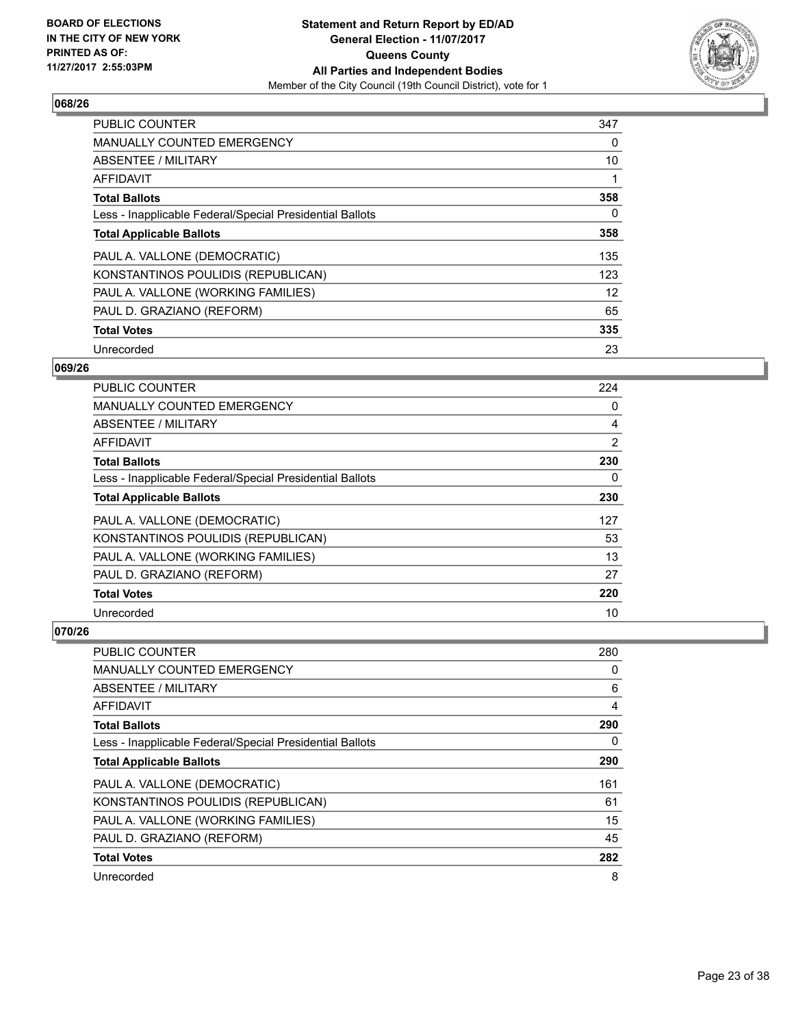**BOARD OF ELECTIONS IN THE CITY OF NEW YORK PRINTED AS OF: 11/27/2017 2:55:03PM**

**Statement and Return Report by ED/AD General Election - 11/07/2017 Queens County All Parties and Independent Bodies**
Member of the City Council (19th Council District), vote for 1

## 068/26

| | |
|---|---|
| PUBLIC COUNTER | 347 |
| MANUALLY COUNTED EMERGENCY | 0 |
| ABSENTEE / MILITARY | 10 |
| AFFIDAVIT | 1 |
| **Total Ballots** | **358** |
| Less - Inapplicable Federal/Special Presidential Ballots | 0 |
| **Total Applicable Ballots** | **358** |
| PAUL A. VALLONE (DEMOCRATIC) | 135 |
| KONSTANTINOS POULIDIS (REPUBLICAN) | 123 |
| PAUL A. VALLONE (WORKING FAMILIES) | 12 |
| PAUL D. GRAZIANO (REFORM) | 65 |
| **Total Votes** | **335** |
| Unrecorded | 23 |

## 069/26

| | |
|---|---|
| PUBLIC COUNTER | 224 |
| MANUALLY COUNTED EMERGENCY | 0 |
| ABSENTEE / MILITARY | 4 |
| AFFIDAVIT | 2 |
| **Total Ballots** | **230** |
| Less - Inapplicable Federal/Special Presidential Ballots | 0 |
| **Total Applicable Ballots** | **230** |
| PAUL A. VALLONE (DEMOCRATIC) | 127 |
| KONSTANTINOS POULIDIS (REPUBLICAN) | 53 |
| PAUL A. VALLONE (WORKING FAMILIES) | 13 |
| PAUL D. GRAZIANO (REFORM) | 27 |
| **Total Votes** | **220** |
| Unrecorded | 10 |

## 070/26

| | |
|---|---|
| PUBLIC COUNTER | 280 |
| MANUALLY COUNTED EMERGENCY | 0 |
| ABSENTEE / MILITARY | 6 |
| AFFIDAVIT | 4 |
| **Total Ballots** | **290** |
| Less - Inapplicable Federal/Special Presidential Ballots | 0 |
| **Total Applicable Ballots** | **290** |
| PAUL A. VALLONE (DEMOCRATIC) | 161 |
| KONSTANTINOS POULIDIS (REPUBLICAN) | 61 |
| PAUL A. VALLONE (WORKING FAMILIES) | 15 |
| PAUL D. GRAZIANO (REFORM) | 45 |
| **Total Votes** | **282** |
| Unrecorded | 8 |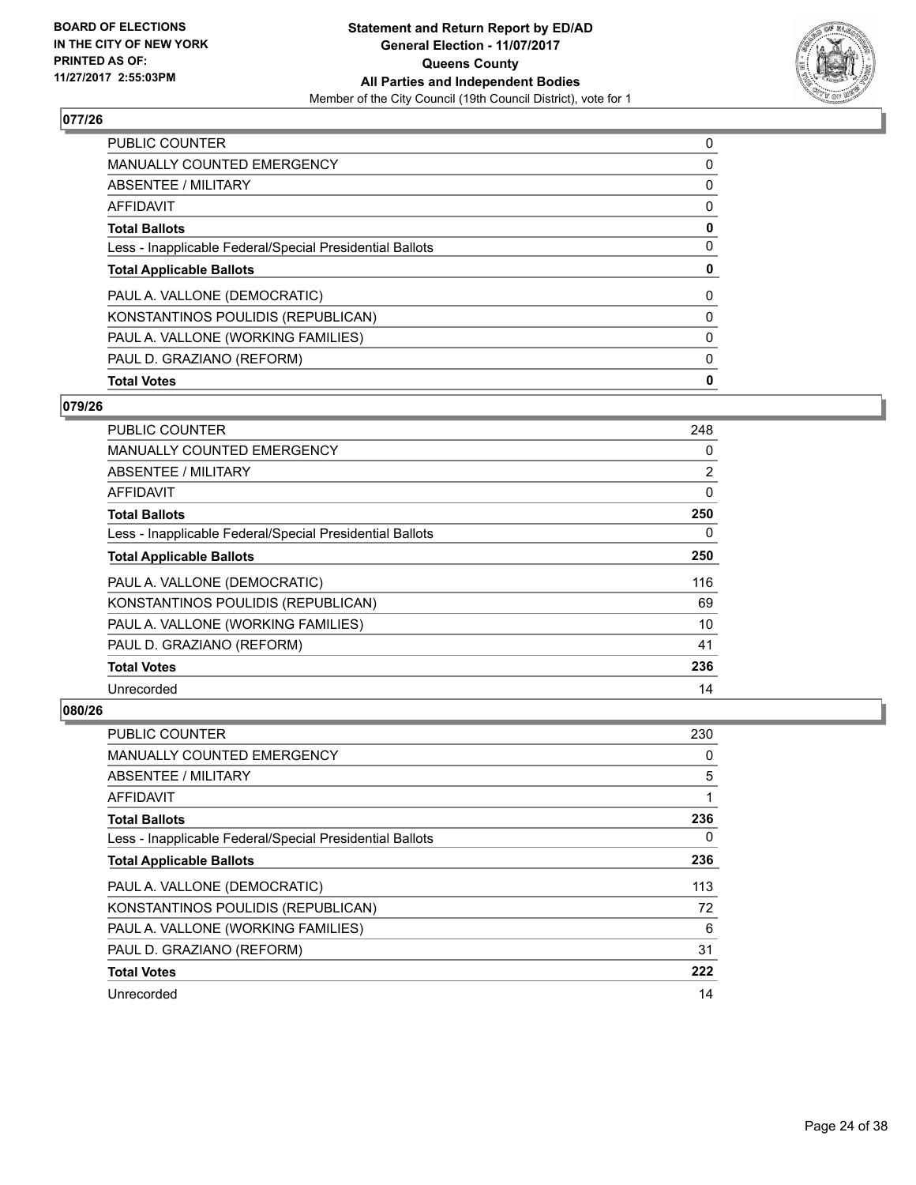**Statement and Return Report by ED/AD**
**General Election - 11/07/2017**
**Queens County**
**All Parties and Independent Bodies**
Member of the City Council (19th Council District), vote for 1

BOARD OF ELECTIONS
IN THE CITY OF NEW YORK
PRINTED AS OF:
11/27/2017 2:55:03PM

### 077/26

| | |
|---|---|
| PUBLIC COUNTER | 0 |
| MANUALLY COUNTED EMERGENCY | 0 |
| ABSENTEE / MILITARY | 0 |
| AFFIDAVIT | 0 |
| **Total Ballots** | **0** |
| Less - Inapplicable Federal/Special Presidential Ballots | 0 |
| **Total Applicable Ballots** | **0** |
| PAUL A. VALLONE (DEMOCRATIC) | 0 |
| KONSTANTINOS POULIDIS (REPUBLICAN) | 0 |
| PAUL A. VALLONE (WORKING FAMILIES) | 0 |
| PAUL D. GRAZIANO (REFORM) | 0 |
| **Total Votes** | **0** |

### 079/26

| | |
|---|---|
| PUBLIC COUNTER | 248 |
| MANUALLY COUNTED EMERGENCY | 0 |
| ABSENTEE / MILITARY | 2 |
| AFFIDAVIT | 0 |
| **Total Ballots** | **250** |
| Less - Inapplicable Federal/Special Presidential Ballots | 0 |
| **Total Applicable Ballots** | **250** |
| PAUL A. VALLONE (DEMOCRATIC) | 116 |
| KONSTANTINOS POULIDIS (REPUBLICAN) | 69 |
| PAUL A. VALLONE (WORKING FAMILIES) | 10 |
| PAUL D. GRAZIANO (REFORM) | 41 |
| **Total Votes** | **236** |
| Unrecorded | 14 |

### 080/26

| | |
|---|---|
| PUBLIC COUNTER | 230 |
| MANUALLY COUNTED EMERGENCY | 0 |
| ABSENTEE / MILITARY | 5 |
| AFFIDAVIT | 1 |
| **Total Ballots** | **236** |
| Less - Inapplicable Federal/Special Presidential Ballots | 0 |
| **Total Applicable Ballots** | **236** |
| PAUL A. VALLONE (DEMOCRATIC) | 113 |
| KONSTANTINOS POULIDIS (REPUBLICAN) | 72 |
| PAUL A. VALLONE (WORKING FAMILIES) | 6 |
| PAUL D. GRAZIANO (REFORM) | 31 |
| **Total Votes** | **222** |
| Unrecorded | 14 |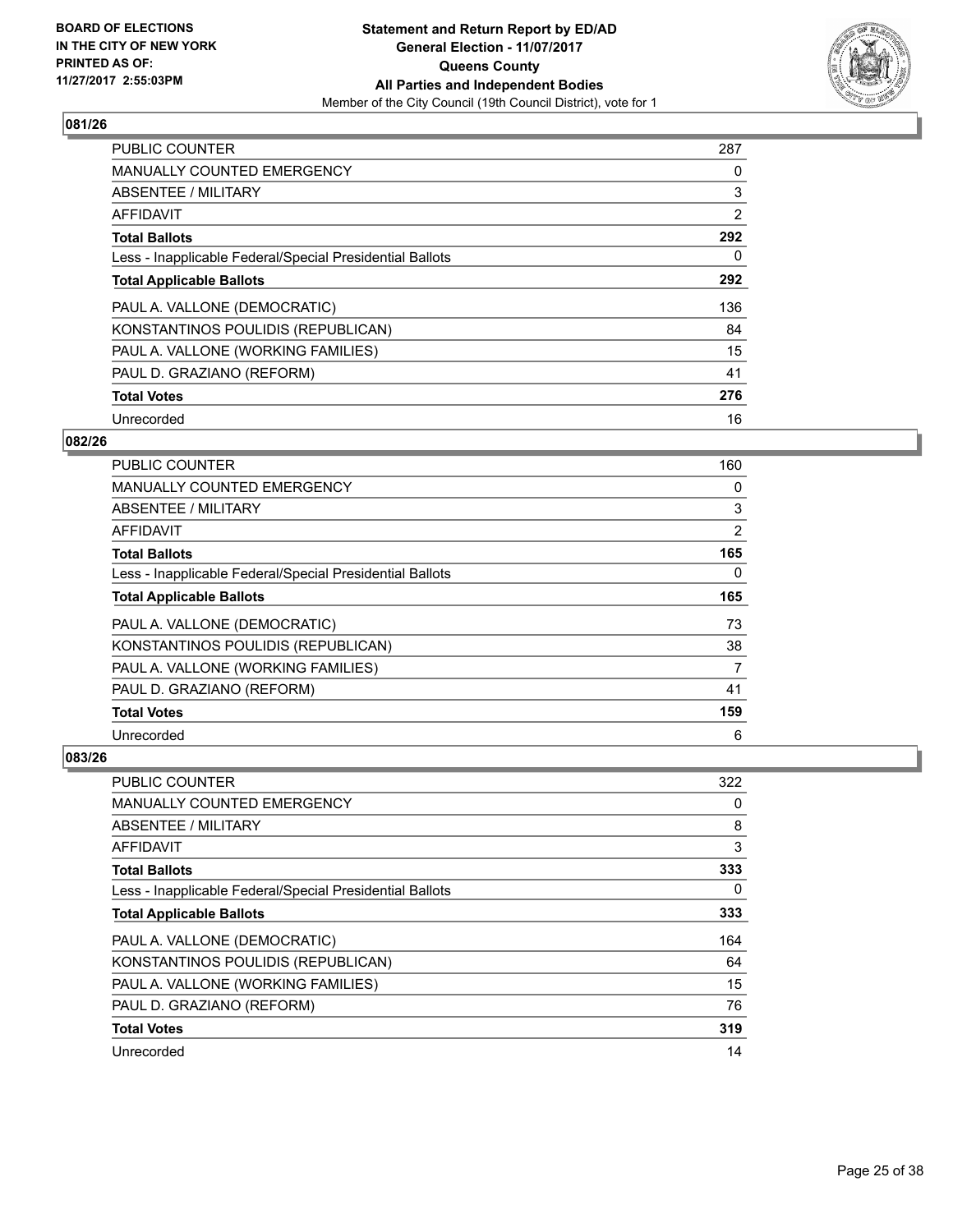**BOARD OF ELECTIONS IN THE CITY OF NEW YORK PRINTED AS OF: 11/27/2017 2:55:03PM**

**Statement and Return Report by ED/AD**
**General Election - 11/07/2017**
**Queens County**
**All Parties and Independent Bodies**
Member of the City Council (19th Council District), vote for 1

## 081/26

| | |
|---|---|
| PUBLIC COUNTER | 287 |
| MANUALLY COUNTED EMERGENCY | 0 |
| ABSENTEE / MILITARY | 3 |
| AFFIDAVIT | 2 |
| **Total Ballots** | **292** |
| Less - Inapplicable Federal/Special Presidential Ballots | 0 |
| **Total Applicable Ballots** | **292** |
| PAUL A. VALLONE (DEMOCRATIC) | 136 |
| KONSTANTINOS POULIDIS (REPUBLICAN) | 84 |
| PAUL A. VALLONE (WORKING FAMILIES) | 15 |
| PAUL D. GRAZIANO (REFORM) | 41 |
| **Total Votes** | **276** |
| Unrecorded | 16 |

## 082/26

| | |
|---|---|
| PUBLIC COUNTER | 160 |
| MANUALLY COUNTED EMERGENCY | 0 |
| ABSENTEE / MILITARY | 3 |
| AFFIDAVIT | 2 |
| **Total Ballots** | **165** |
| Less - Inapplicable Federal/Special Presidential Ballots | 0 |
| **Total Applicable Ballots** | **165** |
| PAUL A. VALLONE (DEMOCRATIC) | 73 |
| KONSTANTINOS POULIDIS (REPUBLICAN) | 38 |
| PAUL A. VALLONE (WORKING FAMILIES) | 7 |
| PAUL D. GRAZIANO (REFORM) | 41 |
| **Total Votes** | **159** |
| Unrecorded | 6 |

## 083/26

| | |
|---|---|
| PUBLIC COUNTER | 322 |
| MANUALLY COUNTED EMERGENCY | 0 |
| ABSENTEE / MILITARY | 8 |
| AFFIDAVIT | 3 |
| **Total Ballots** | **333** |
| Less - Inapplicable Federal/Special Presidential Ballots | 0 |
| **Total Applicable Ballots** | **333** |
| PAUL A. VALLONE (DEMOCRATIC) | 164 |
| KONSTANTINOS POULIDIS (REPUBLICAN) | 64 |
| PAUL A. VALLONE (WORKING FAMILIES) | 15 |
| PAUL D. GRAZIANO (REFORM) | 76 |
| **Total Votes** | **319** |
| Unrecorded | 14 |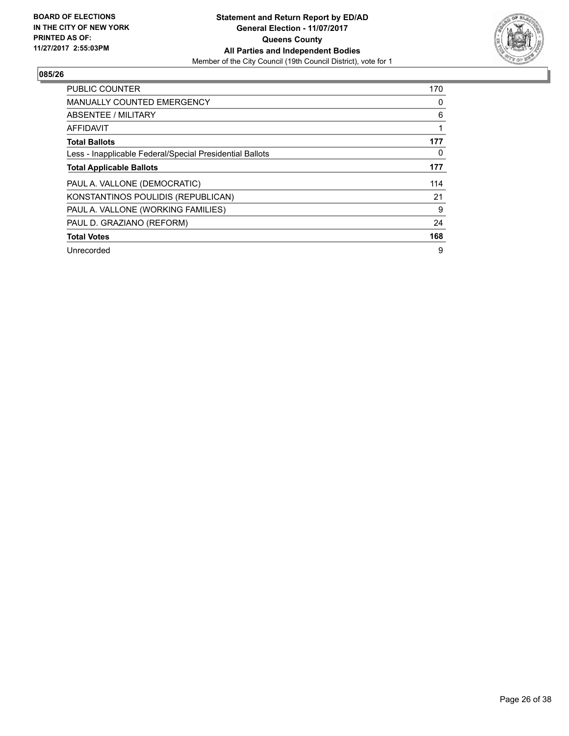BOARD OF ELECTIONS
IN THE CITY OF NEW YORK
PRINTED AS OF:
11/27/2017 2:55:03PM

**Statement and Return Report by ED/AD**
**General Election - 11/07/2017**
**Queens County**
**All Parties and Independent Bodies**
Member of the City Council (19th Council District), vote for 1

## 085/26

| | |
|---|---|
| PUBLIC COUNTER | 170 |
| MANUALLY COUNTED EMERGENCY | 0 |
| ABSENTEE / MILITARY | 6 |
| AFFIDAVIT | 1 |
| **Total Ballots** | **177** |
| Less - Inapplicable Federal/Special Presidential Ballots | 0 |
| **Total Applicable Ballots** | **177** |
| PAUL A. VALLONE (DEMOCRATIC) | 114 |
| KONSTANTINOS POULIDIS (REPUBLICAN) | 21 |
| PAUL A. VALLONE (WORKING FAMILIES) | 9 |
| PAUL D. GRAZIANO (REFORM) | 24 |
| **Total Votes** | **168** |
| Unrecorded | 9 |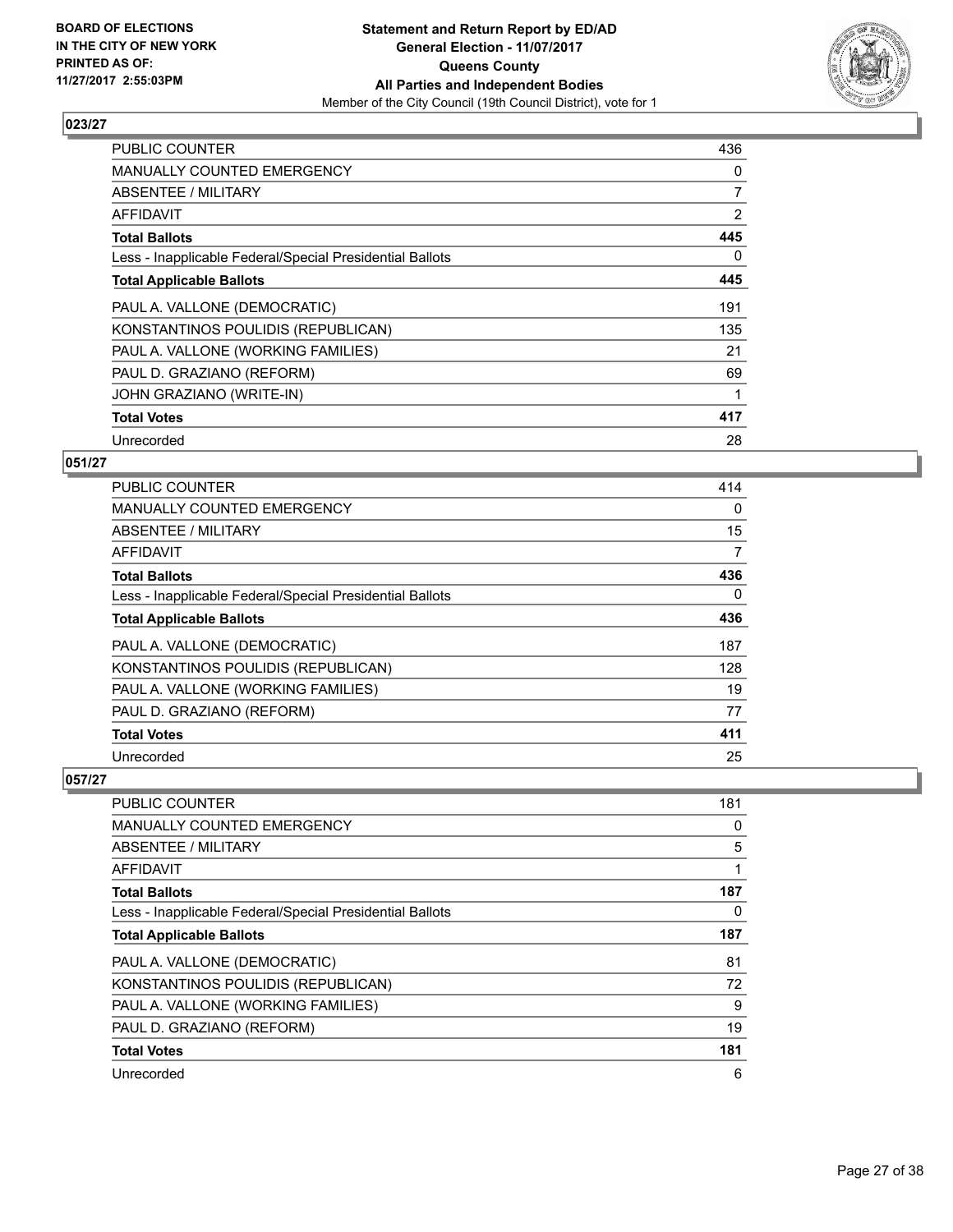**Statement and Return Report by ED/AD**
**General Election - 11/07/2017**
**Queens County**
**All Parties and Independent Bodies**
Member of the City Council (19th Council District), vote for 1

BOARD OF ELECTIONS
IN THE CITY OF NEW YORK
PRINTED AS OF:
11/27/2017 2:55:03PM

### 023/27

| | |
|---|---|
| PUBLIC COUNTER | 436 |
| MANUALLY COUNTED EMERGENCY | 0 |
| ABSENTEE / MILITARY | 7 |
| AFFIDAVIT | 2 |
| **Total Ballots** | **445** |
| Less - Inapplicable Federal/Special Presidential Ballots | 0 |
| **Total Applicable Ballots** | **445** |
| PAUL A. VALLONE (DEMOCRATIC) | 191 |
| KONSTANTINOS POULIDIS (REPUBLICAN) | 135 |
| PAUL A. VALLONE (WORKING FAMILIES) | 21 |
| PAUL D. GRAZIANO (REFORM) | 69 |
| JOHN GRAZIANO (WRITE-IN) | 1 |
| **Total Votes** | **417** |
| Unrecorded | 28 |

### 051/27

| | |
|---|---|
| PUBLIC COUNTER | 414 |
| MANUALLY COUNTED EMERGENCY | 0 |
| ABSENTEE / MILITARY | 15 |
| AFFIDAVIT | 7 |
| **Total Ballots** | **436** |
| Less - Inapplicable Federal/Special Presidential Ballots | 0 |
| **Total Applicable Ballots** | **436** |
| PAUL A. VALLONE (DEMOCRATIC) | 187 |
| KONSTANTINOS POULIDIS (REPUBLICAN) | 128 |
| PAUL A. VALLONE (WORKING FAMILIES) | 19 |
| PAUL D. GRAZIANO (REFORM) | 77 |
| **Total Votes** | **411** |
| Unrecorded | 25 |

### 057/27

| | |
|---|---|
| PUBLIC COUNTER | 181 |
| MANUALLY COUNTED EMERGENCY | 0 |
| ABSENTEE / MILITARY | 5 |
| AFFIDAVIT | 1 |
| **Total Ballots** | **187** |
| Less - Inapplicable Federal/Special Presidential Ballots | 0 |
| **Total Applicable Ballots** | **187** |
| PAUL A. VALLONE (DEMOCRATIC) | 81 |
| KONSTANTINOS POULIDIS (REPUBLICAN) | 72 |
| PAUL A. VALLONE (WORKING FAMILIES) | 9 |
| PAUL D. GRAZIANO (REFORM) | 19 |
| **Total Votes** | **181** |
| Unrecorded | 6 |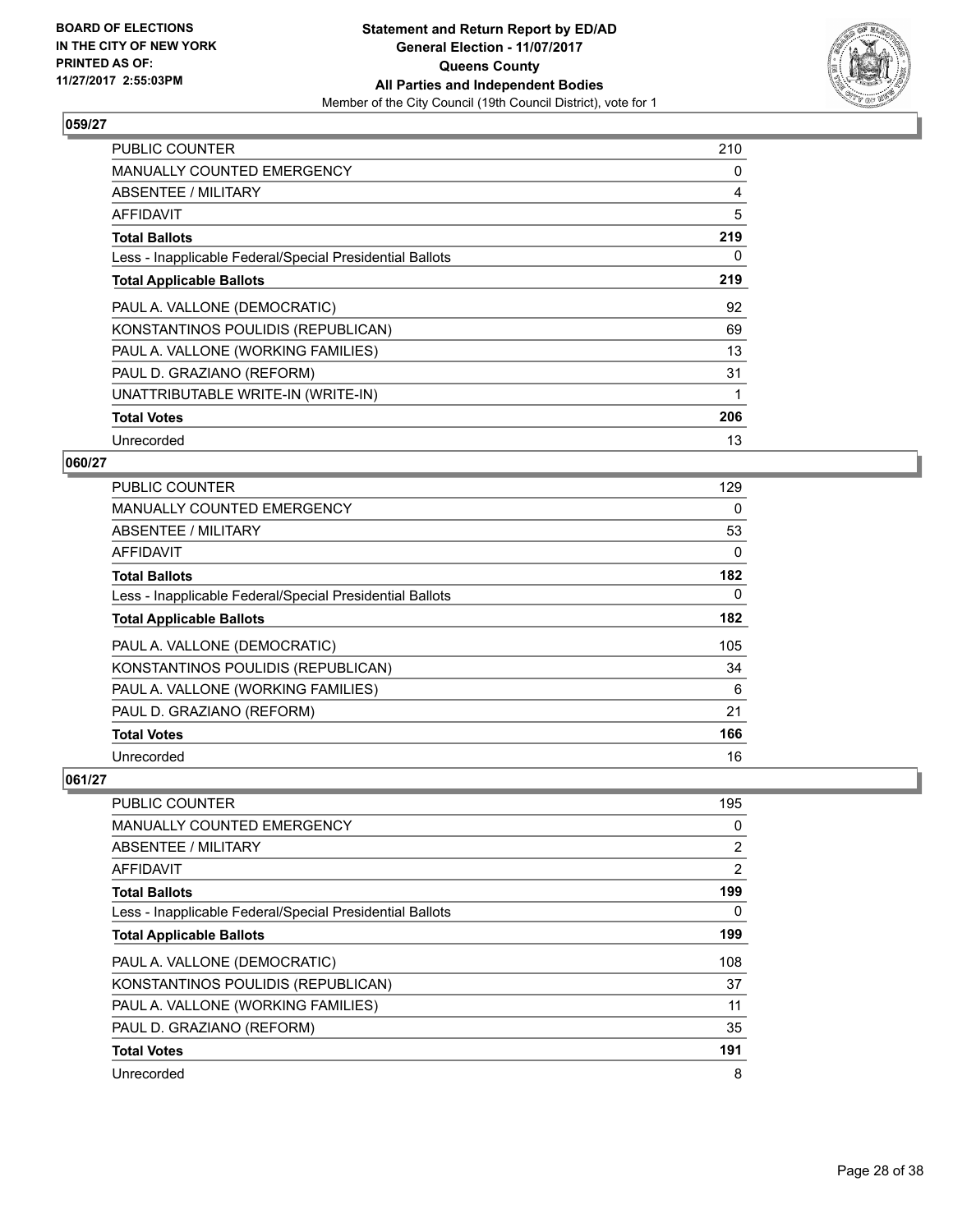**BOARD OF ELECTIONS IN THE CITY OF NEW YORK PRINTED AS OF: 11/27/2017 2:55:03PM**

**Statement and Return Report by ED/AD**
**General Election - 11/07/2017**
**Queens County**
**All Parties and Independent Bodies**
Member of the City Council (19th Council District), vote for 1

## 059/27

| | |
|---|---|
| PUBLIC COUNTER | 210 |
| MANUALLY COUNTED EMERGENCY | 0 |
| ABSENTEE / MILITARY | 4 |
| AFFIDAVIT | 5 |
| **Total Ballots** | **219** |
| Less - Inapplicable Federal/Special Presidential Ballots | 0 |
| **Total Applicable Ballots** | **219** |
| PAUL A. VALLONE (DEMOCRATIC) | 92 |
| KONSTANTINOS POULIDIS (REPUBLICAN) | 69 |
| PAUL A. VALLONE (WORKING FAMILIES) | 13 |
| PAUL D. GRAZIANO (REFORM) | 31 |
| UNATTRIBUTABLE WRITE-IN (WRITE-IN) | 1 |
| **Total Votes** | **206** |
| Unrecorded | 13 |

## 060/27

| | |
|---|---|
| PUBLIC COUNTER | 129 |
| MANUALLY COUNTED EMERGENCY | 0 |
| ABSENTEE / MILITARY | 53 |
| AFFIDAVIT | 0 |
| **Total Ballots** | **182** |
| Less - Inapplicable Federal/Special Presidential Ballots | 0 |
| **Total Applicable Ballots** | **182** |
| PAUL A. VALLONE (DEMOCRATIC) | 105 |
| KONSTANTINOS POULIDIS (REPUBLICAN) | 34 |
| PAUL A. VALLONE (WORKING FAMILIES) | 6 |
| PAUL D. GRAZIANO (REFORM) | 21 |
| **Total Votes** | **166** |
| Unrecorded | 16 |

## 061/27

| | |
|---|---|
| PUBLIC COUNTER | 195 |
| MANUALLY COUNTED EMERGENCY | 0 |
| ABSENTEE / MILITARY | 2 |
| AFFIDAVIT | 2 |
| **Total Ballots** | **199** |
| Less - Inapplicable Federal/Special Presidential Ballots | 0 |
| **Total Applicable Ballots** | **199** |
| PAUL A. VALLONE (DEMOCRATIC) | 108 |
| KONSTANTINOS POULIDIS (REPUBLICAN) | 37 |
| PAUL A. VALLONE (WORKING FAMILIES) | 11 |
| PAUL D. GRAZIANO (REFORM) | 35 |
| **Total Votes** | **191** |
| Unrecorded | 8 |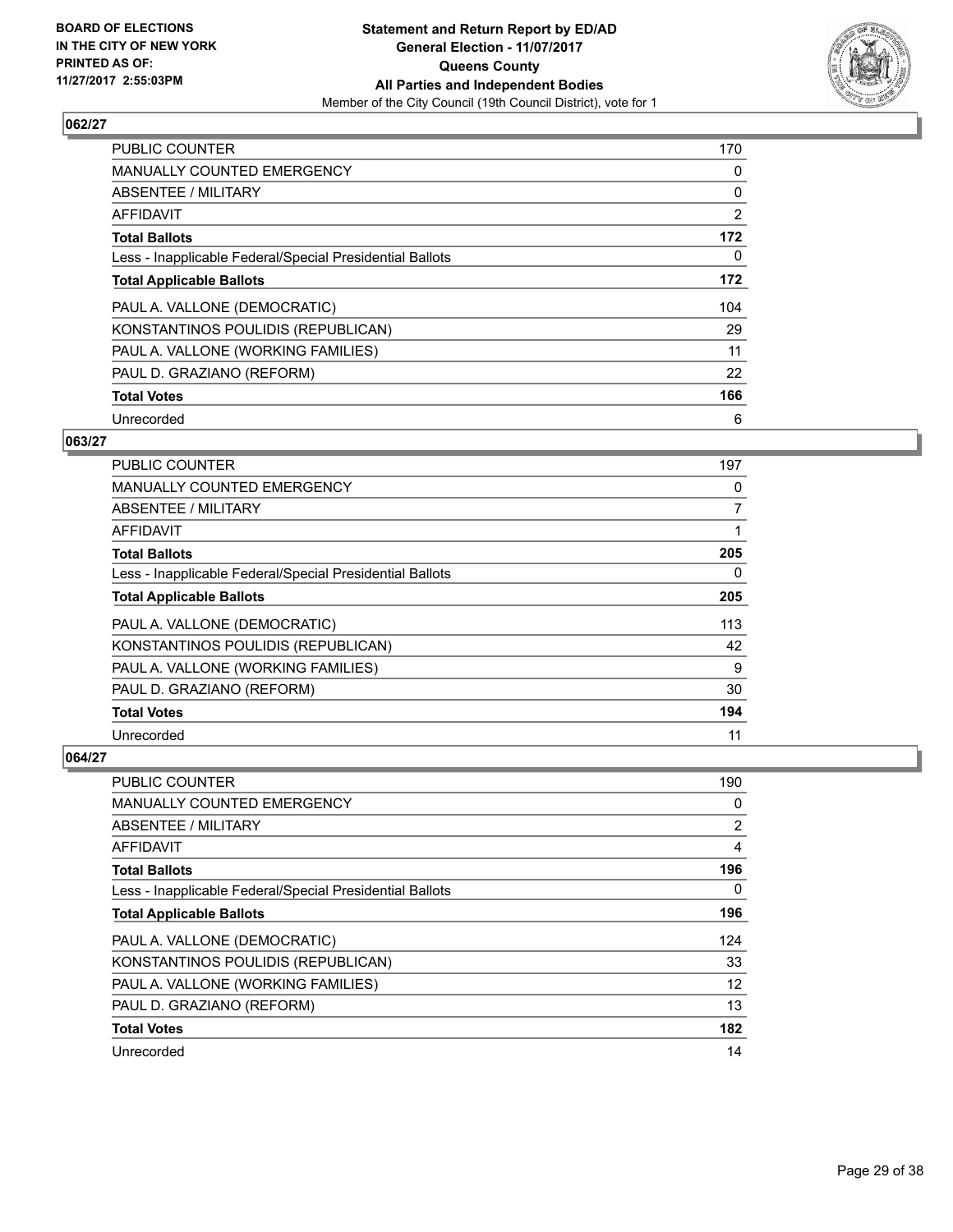**BOARD OF ELECTIONS IN THE CITY OF NEW YORK PRINTED AS OF: 11/27/2017 2:55:03PM**

**Statement and Return Report by ED/AD**
**General Election - 11/07/2017**
**Queens County**
**All Parties and Independent Bodies**
Member of the City Council (19th Council District), vote for 1

### 062/27

| | |
|---|---|
| PUBLIC COUNTER | 170 |
| MANUALLY COUNTED EMERGENCY | 0 |
| ABSENTEE / MILITARY | 0 |
| AFFIDAVIT | 2 |
| **Total Ballots** | **172** |
| Less - Inapplicable Federal/Special Presidential Ballots | 0 |
| **Total Applicable Ballots** | **172** |
| PAUL A. VALLONE (DEMOCRATIC) | 104 |
| KONSTANTINOS POULIDIS (REPUBLICAN) | 29 |
| PAUL A. VALLONE (WORKING FAMILIES) | 11 |
| PAUL D. GRAZIANO (REFORM) | 22 |
| **Total Votes** | **166** |
| Unrecorded | 6 |

### 063/27

| | |
|---|---|
| PUBLIC COUNTER | 197 |
| MANUALLY COUNTED EMERGENCY | 0 |
| ABSENTEE / MILITARY | 7 |
| AFFIDAVIT | 1 |
| **Total Ballots** | **205** |
| Less - Inapplicable Federal/Special Presidential Ballots | 0 |
| **Total Applicable Ballots** | **205** |
| PAUL A. VALLONE (DEMOCRATIC) | 113 |
| KONSTANTINOS POULIDIS (REPUBLICAN) | 42 |
| PAUL A. VALLONE (WORKING FAMILIES) | 9 |
| PAUL D. GRAZIANO (REFORM) | 30 |
| **Total Votes** | **194** |
| Unrecorded | 11 |

### 064/27

| | |
|---|---|
| PUBLIC COUNTER | 190 |
| MANUALLY COUNTED EMERGENCY | 0 |
| ABSENTEE / MILITARY | 2 |
| AFFIDAVIT | 4 |
| **Total Ballots** | **196** |
| Less - Inapplicable Federal/Special Presidential Ballots | 0 |
| **Total Applicable Ballots** | **196** |
| PAUL A. VALLONE (DEMOCRATIC) | 124 |
| KONSTANTINOS POULIDIS (REPUBLICAN) | 33 |
| PAUL A. VALLONE (WORKING FAMILIES) | 12 |
| PAUL D. GRAZIANO (REFORM) | 13 |
| **Total Votes** | **182** |
| Unrecorded | 14 |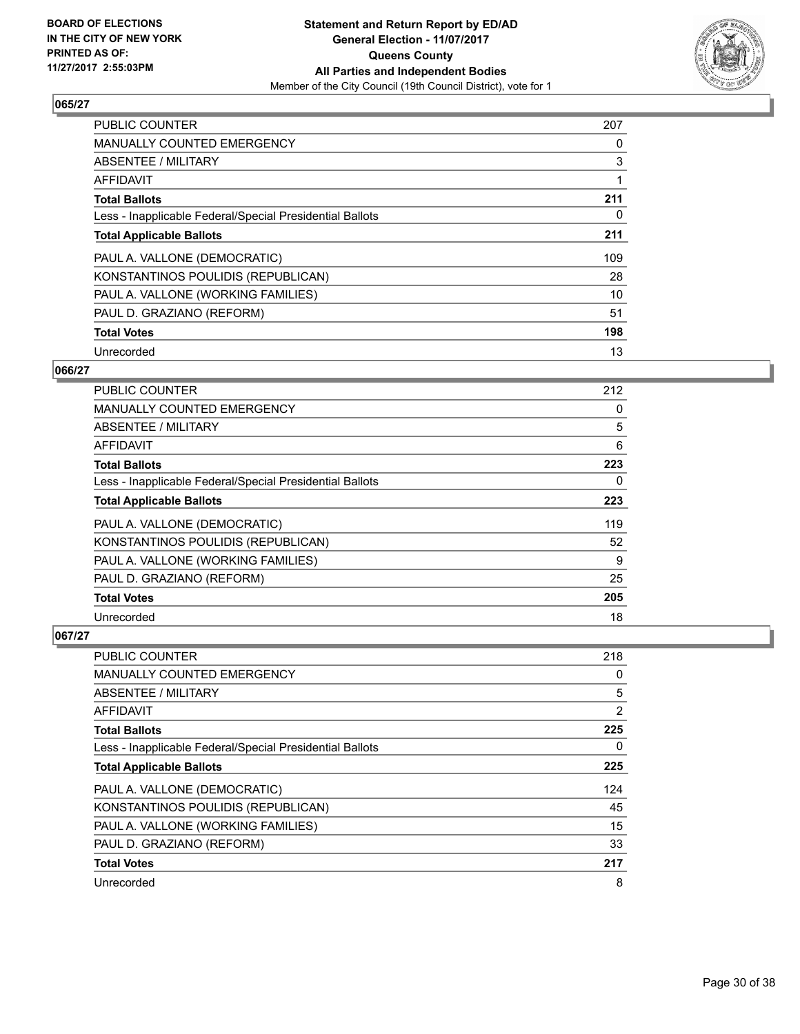**BOARD OF ELECTIONS IN THE CITY OF NEW YORK PRINTED AS OF: 11/27/2017 2:55:03PM**

**Statement and Return Report by ED/AD General Election - 11/07/2017 Queens County All Parties and Independent Bodies**
Member of the City Council (19th Council District), vote for 1

## 065/27

| | |
|---|---|
| PUBLIC COUNTER | 207 |
| MANUALLY COUNTED EMERGENCY | 0 |
| ABSENTEE / MILITARY | 3 |
| AFFIDAVIT | 1 |
| **Total Ballots** | **211** |
| Less - Inapplicable Federal/Special Presidential Ballots | 0 |
| **Total Applicable Ballots** | **211** |
| PAUL A. VALLONE (DEMOCRATIC) | 109 |
| KONSTANTINOS POULIDIS (REPUBLICAN) | 28 |
| PAUL A. VALLONE (WORKING FAMILIES) | 10 |
| PAUL D. GRAZIANO (REFORM) | 51 |
| **Total Votes** | **198** |
| Unrecorded | 13 |

## 066/27

| | |
|---|---|
| PUBLIC COUNTER | 212 |
| MANUALLY COUNTED EMERGENCY | 0 |
| ABSENTEE / MILITARY | 5 |
| AFFIDAVIT | 6 |
| **Total Ballots** | **223** |
| Less - Inapplicable Federal/Special Presidential Ballots | 0 |
| **Total Applicable Ballots** | **223** |
| PAUL A. VALLONE (DEMOCRATIC) | 119 |
| KONSTANTINOS POULIDIS (REPUBLICAN) | 52 |
| PAUL A. VALLONE (WORKING FAMILIES) | 9 |
| PAUL D. GRAZIANO (REFORM) | 25 |
| **Total Votes** | **205** |
| Unrecorded | 18 |

## 067/27

| | |
|---|---|
| PUBLIC COUNTER | 218 |
| MANUALLY COUNTED EMERGENCY | 0 |
| ABSENTEE / MILITARY | 5 |
| AFFIDAVIT | 2 |
| **Total Ballots** | **225** |
| Less - Inapplicable Federal/Special Presidential Ballots | 0 |
| **Total Applicable Ballots** | **225** |
| PAUL A. VALLONE (DEMOCRATIC) | 124 |
| KONSTANTINOS POULIDIS (REPUBLICAN) | 45 |
| PAUL A. VALLONE (WORKING FAMILIES) | 15 |
| PAUL D. GRAZIANO (REFORM) | 33 |
| **Total Votes** | **217** |
| Unrecorded | 8 |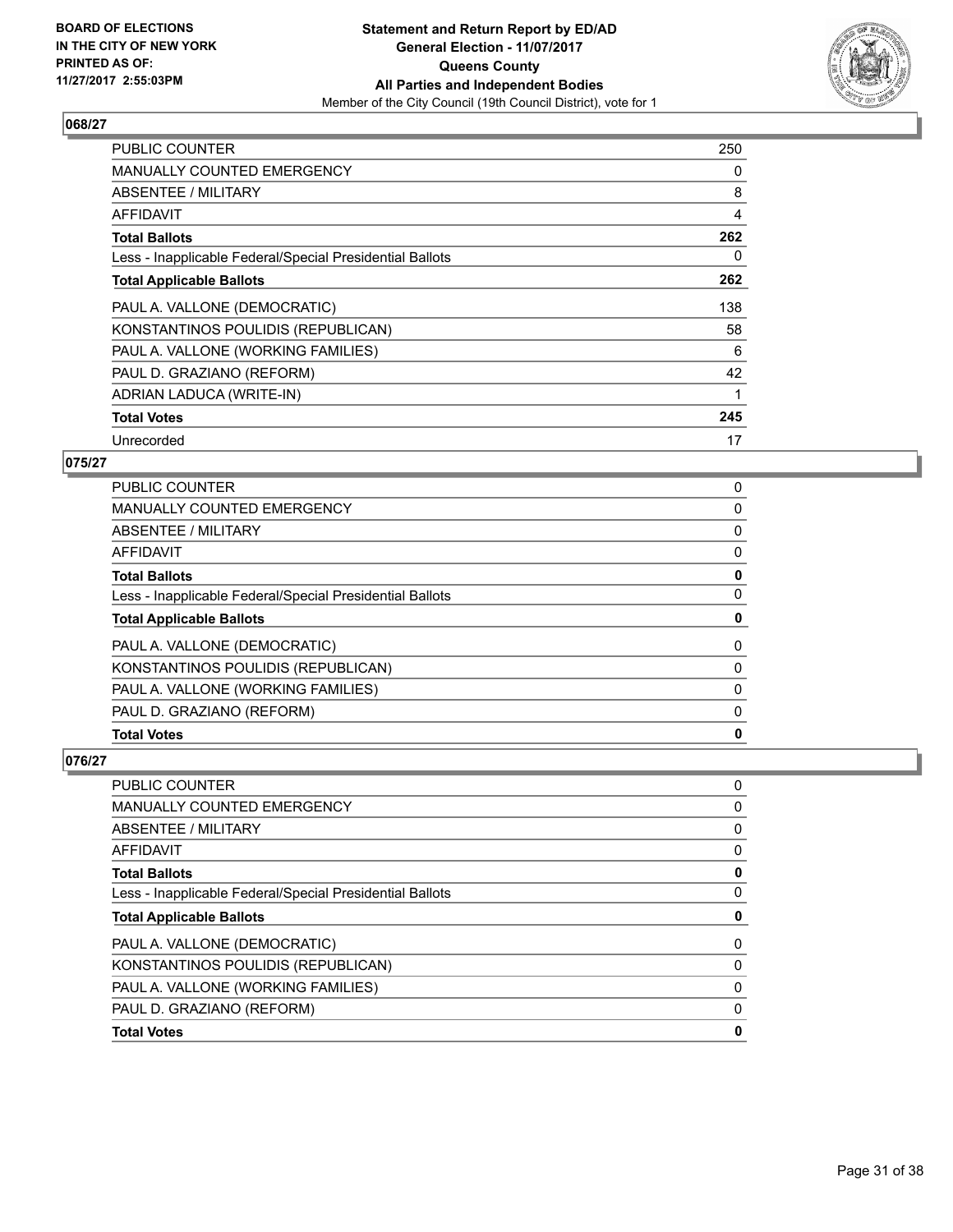**BOARD OF ELECTIONS IN THE CITY OF NEW YORK PRINTED AS OF: 11/27/2017 2:55:03PM**

**Statement and Return Report by ED/AD**
**General Election - 11/07/2017**
**Queens County**
**All Parties and Independent Bodies**
Member of the City Council (19th Council District), vote for 1

### 068/27

| | |
|---|---|
| PUBLIC COUNTER | 250 |
| MANUALLY COUNTED EMERGENCY | 0 |
| ABSENTEE / MILITARY | 8 |
| AFFIDAVIT | 4 |
| **Total Ballots** | **262** |
| Less - Inapplicable Federal/Special Presidential Ballots | 0 |
| **Total Applicable Ballots** | **262** |
| PAUL A. VALLONE (DEMOCRATIC) | 138 |
| KONSTANTINOS POULIDIS (REPUBLICAN) | 58 |
| PAUL A. VALLONE (WORKING FAMILIES) | 6 |
| PAUL D. GRAZIANO (REFORM) | 42 |
| ADRIAN LADUCA (WRITE-IN) | 1 |
| **Total Votes** | **245** |
| Unrecorded | 17 |

### 075/27

| | |
|---|---|
| PUBLIC COUNTER | 0 |
| MANUALLY COUNTED EMERGENCY | 0 |
| ABSENTEE / MILITARY | 0 |
| AFFIDAVIT | 0 |
| **Total Ballots** | **0** |
| Less - Inapplicable Federal/Special Presidential Ballots | 0 |
| **Total Applicable Ballots** | **0** |
| PAUL A. VALLONE (DEMOCRATIC) | 0 |
| KONSTANTINOS POULIDIS (REPUBLICAN) | 0 |
| PAUL A. VALLONE (WORKING FAMILIES) | 0 |
| PAUL D. GRAZIANO (REFORM) | 0 |
| **Total Votes** | **0** |

### 076/27

| | |
|---|---|
| PUBLIC COUNTER | 0 |
| MANUALLY COUNTED EMERGENCY | 0 |
| ABSENTEE / MILITARY | 0 |
| AFFIDAVIT | 0 |
| **Total Ballots** | **0** |
| Less - Inapplicable Federal/Special Presidential Ballots | 0 |
| **Total Applicable Ballots** | **0** |
| PAUL A. VALLONE (DEMOCRATIC) | 0 |
| KONSTANTINOS POULIDIS (REPUBLICAN) | 0 |
| PAUL A. VALLONE (WORKING FAMILIES) | 0 |
| PAUL D. GRAZIANO (REFORM) | 0 |
| **Total Votes** | **0** |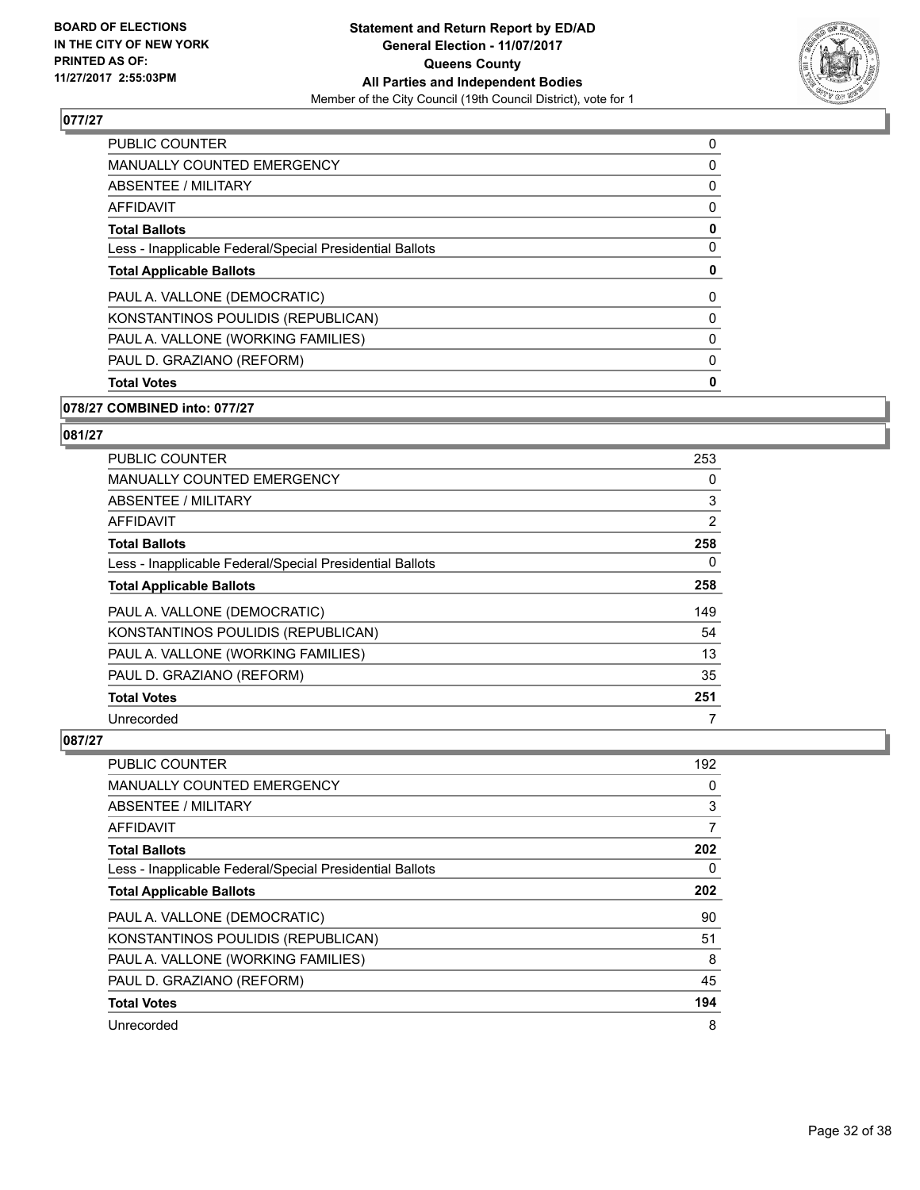## 077/27

| | |
|---|---|
| PUBLIC COUNTER | 0 |
| MANUALLY COUNTED EMERGENCY | 0 |
| ABSENTEE / MILITARY | 0 |
| AFFIDAVIT | 0 |
| **Total Ballots** | **0** |
| Less - Inapplicable Federal/Special Presidential Ballots | 0 |
| **Total Applicable Ballots** | **0** |
| PAUL A. VALLONE (DEMOCRATIC) | 0 |
| KONSTANTINOS POULIDIS (REPUBLICAN) | 0 |
| PAUL A. VALLONE (WORKING FAMILIES) | 0 |
| PAUL D. GRAZIANO (REFORM) | 0 |
| **Total Votes** | **0** |

## 078/27 COMBINED into: 077/27

## 081/27

| | |
|---|---|
| PUBLIC COUNTER | 253 |
| MANUALLY COUNTED EMERGENCY | 0 |
| ABSENTEE / MILITARY | 3 |
| AFFIDAVIT | 2 |
| **Total Ballots** | **258** |
| Less - Inapplicable Federal/Special Presidential Ballots | 0 |
| **Total Applicable Ballots** | **258** |
| PAUL A. VALLONE (DEMOCRATIC) | 149 |
| KONSTANTINOS POULIDIS (REPUBLICAN) | 54 |
| PAUL A. VALLONE (WORKING FAMILIES) | 13 |
| PAUL D. GRAZIANO (REFORM) | 35 |
| **Total Votes** | **251** |
| Unrecorded | 7 |

## 087/27

| | |
|---|---|
| PUBLIC COUNTER | 192 |
| MANUALLY COUNTED EMERGENCY | 0 |
| ABSENTEE / MILITARY | 3 |
| AFFIDAVIT | 7 |
| **Total Ballots** | **202** |
| Less - Inapplicable Federal/Special Presidential Ballots | 0 |
| **Total Applicable Ballots** | **202** |
| PAUL A. VALLONE (DEMOCRATIC) | 90 |
| KONSTANTINOS POULIDIS (REPUBLICAN) | 51 |
| PAUL A. VALLONE (WORKING FAMILIES) | 8 |
| PAUL D. GRAZIANO (REFORM) | 45 |
| **Total Votes** | **194** |
| Unrecorded | 8 |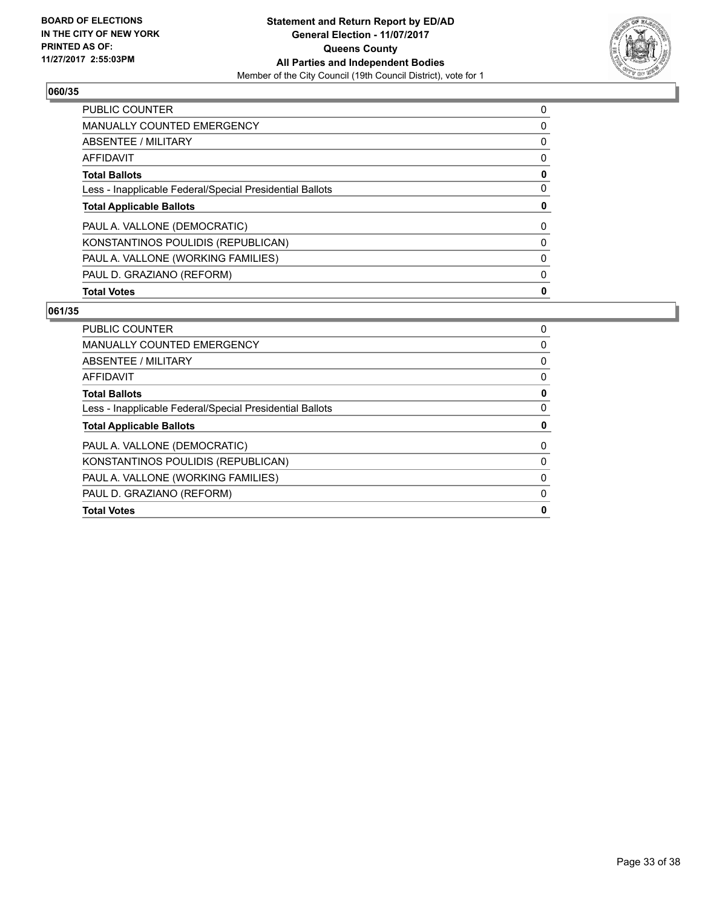**BOARD OF ELECTIONS IN THE CITY OF NEW YORK PRINTED AS OF: 11/27/2017 2:55:03PM**

**Statement and Return Report by ED/AD**
**General Election - 11/07/2017**
**Queens County**
**All Parties and Independent Bodies**
Member of the City Council (19th Council District), vote for 1

### 060/35

| | |
|---|---|
| PUBLIC COUNTER | 0 |
| MANUALLY COUNTED EMERGENCY | 0 |
| ABSENTEE / MILITARY | 0 |
| AFFIDAVIT | 0 |
| **Total Ballots** | **0** |
| Less - Inapplicable Federal/Special Presidential Ballots | 0 |
| **Total Applicable Ballots** | **0** |
| PAUL A. VALLONE (DEMOCRATIC) | 0 |
| KONSTANTINOS POULIDIS (REPUBLICAN) | 0 |
| PAUL A. VALLONE (WORKING FAMILIES) | 0 |
| PAUL D. GRAZIANO (REFORM) | 0 |
| **Total Votes** | **0** |

### 061/35

| | |
|---|---|
| PUBLIC COUNTER | 0 |
| MANUALLY COUNTED EMERGENCY | 0 |
| ABSENTEE / MILITARY | 0 |
| AFFIDAVIT | 0 |
| **Total Ballots** | **0** |
| Less - Inapplicable Federal/Special Presidential Ballots | 0 |
| **Total Applicable Ballots** | **0** |
| PAUL A. VALLONE (DEMOCRATIC) | 0 |
| KONSTANTINOS POULIDIS (REPUBLICAN) | 0 |
| PAUL A. VALLONE (WORKING FAMILIES) | 0 |
| PAUL D. GRAZIANO (REFORM) | 0 |
| **Total Votes** | **0** |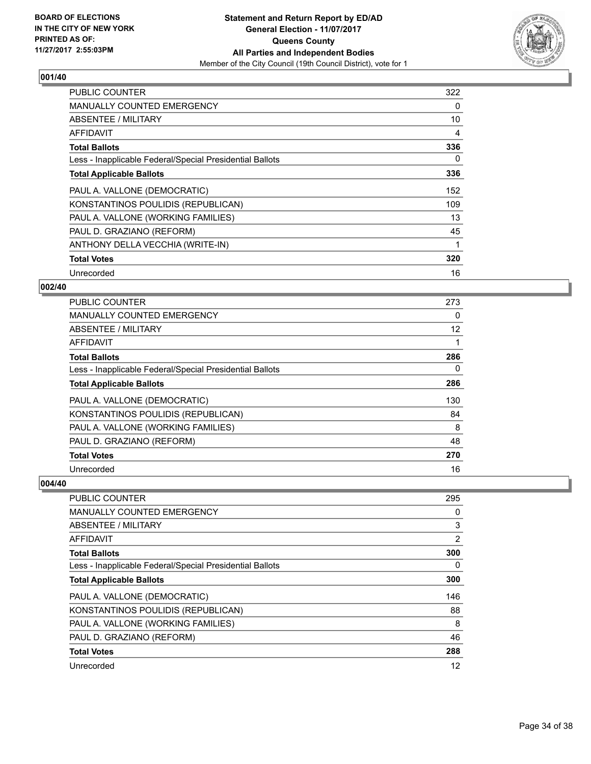**BOARD OF ELECTIONS IN THE CITY OF NEW YORK PRINTED AS OF: 11/27/2017 2:55:03PM**

**Statement and Return Report by ED/AD General Election - 11/07/2017 Queens County All Parties and Independent Bodies**
Member of the City Council (19th Council District), vote for 1

### 001/40

| | |
|---|---|
| PUBLIC COUNTER | 322 |
| MANUALLY COUNTED EMERGENCY | 0 |
| ABSENTEE / MILITARY | 10 |
| AFFIDAVIT | 4 |
| **Total Ballots** | **336** |
| Less - Inapplicable Federal/Special Presidential Ballots | 0 |
| **Total Applicable Ballots** | **336** |
| PAUL A. VALLONE (DEMOCRATIC) | 152 |
| KONSTANTINOS POULIDIS (REPUBLICAN) | 109 |
| PAUL A. VALLONE (WORKING FAMILIES) | 13 |
| PAUL D. GRAZIANO (REFORM) | 45 |
| ANTHONY DELLA VECCHIA (WRITE-IN) | 1 |
| **Total Votes** | **320** |
| Unrecorded | 16 |

### 002/40

| | |
|---|---|
| PUBLIC COUNTER | 273 |
| MANUALLY COUNTED EMERGENCY | 0 |
| ABSENTEE / MILITARY | 12 |
| AFFIDAVIT | 1 |
| **Total Ballots** | **286** |
| Less - Inapplicable Federal/Special Presidential Ballots | 0 |
| **Total Applicable Ballots** | **286** |
| PAUL A. VALLONE (DEMOCRATIC) | 130 |
| KONSTANTINOS POULIDIS (REPUBLICAN) | 84 |
| PAUL A. VALLONE (WORKING FAMILIES) | 8 |
| PAUL D. GRAZIANO (REFORM) | 48 |
| **Total Votes** | **270** |
| Unrecorded | 16 |

### 004/40

| | |
|---|---|
| PUBLIC COUNTER | 295 |
| MANUALLY COUNTED EMERGENCY | 0 |
| ABSENTEE / MILITARY | 3 |
| AFFIDAVIT | 2 |
| **Total Ballots** | **300** |
| Less - Inapplicable Federal/Special Presidential Ballots | 0 |
| **Total Applicable Ballots** | **300** |
| PAUL A. VALLONE (DEMOCRATIC) | 146 |
| KONSTANTINOS POULIDIS (REPUBLICAN) | 88 |
| PAUL A. VALLONE (WORKING FAMILIES) | 8 |
| PAUL D. GRAZIANO (REFORM) | 46 |
| **Total Votes** | **288** |
| Unrecorded | 12 |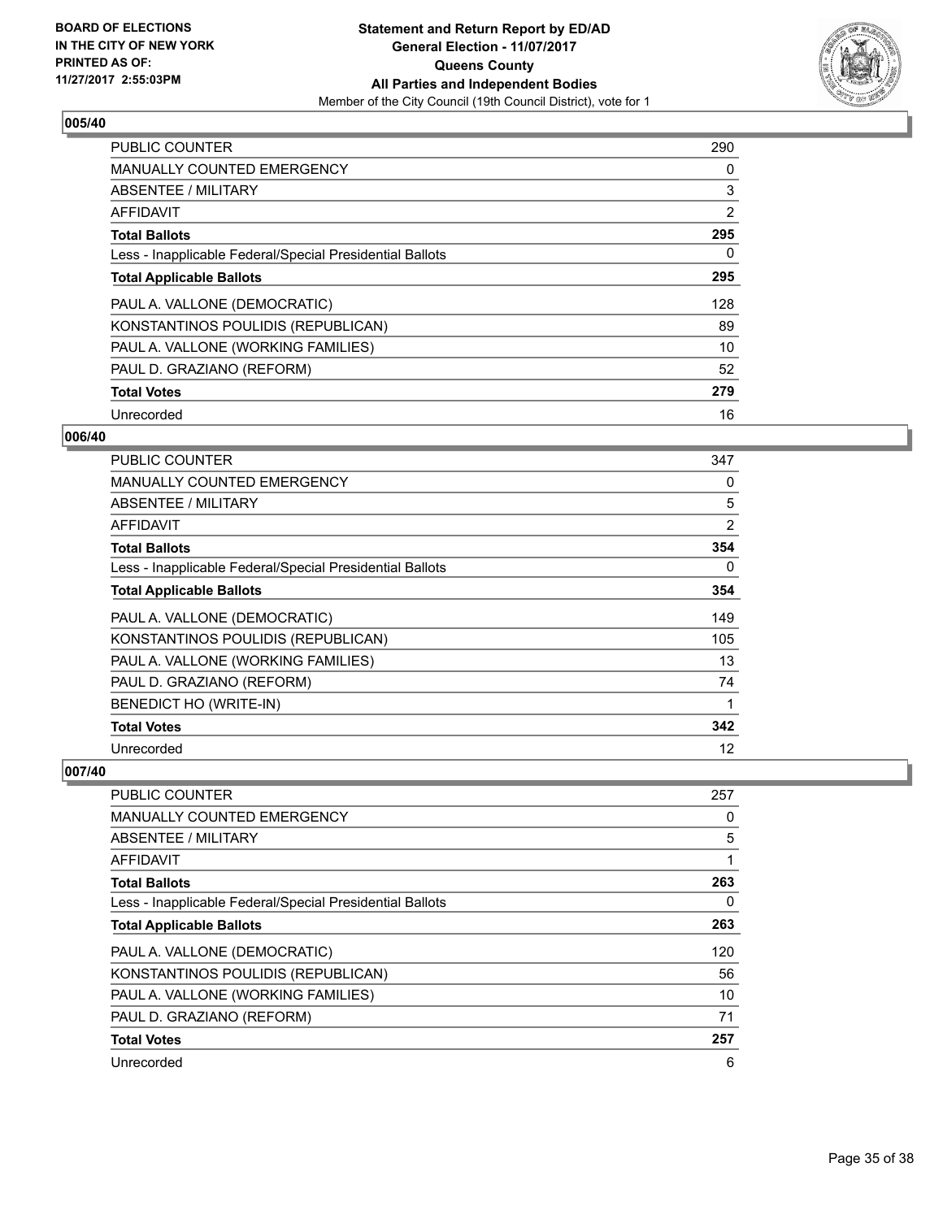## 005/40

| | |
|---|---|
| PUBLIC COUNTER | 290 |
| MANUALLY COUNTED EMERGENCY | 0 |
| ABSENTEE / MILITARY | 3 |
| AFFIDAVIT | 2 |
| **Total Ballots** | **295** |
| Less - Inapplicable Federal/Special Presidential Ballots | 0 |
| **Total Applicable Ballots** | **295** |
| PAUL A. VALLONE (DEMOCRATIC) | 128 |
| KONSTANTINOS POULIDIS (REPUBLICAN) | 89 |
| PAUL A. VALLONE (WORKING FAMILIES) | 10 |
| PAUL D. GRAZIANO (REFORM) | 52 |
| **Total Votes** | **279** |
| Unrecorded | 16 |

## 006/40

| | |
|---|---|
| PUBLIC COUNTER | 347 |
| MANUALLY COUNTED EMERGENCY | 0 |
| ABSENTEE / MILITARY | 5 |
| AFFIDAVIT | 2 |
| **Total Ballots** | **354** |
| Less - Inapplicable Federal/Special Presidential Ballots | 0 |
| **Total Applicable Ballots** | **354** |
| PAUL A. VALLONE (DEMOCRATIC) | 149 |
| KONSTANTINOS POULIDIS (REPUBLICAN) | 105 |
| PAUL A. VALLONE (WORKING FAMILIES) | 13 |
| PAUL D. GRAZIANO (REFORM) | 74 |
| BENEDICT HO (WRITE-IN) | 1 |
| **Total Votes** | **342** |
| Unrecorded | 12 |

## 007/40

| | |
|---|---|
| PUBLIC COUNTER | 257 |
| MANUALLY COUNTED EMERGENCY | 0 |
| ABSENTEE / MILITARY | 5 |
| AFFIDAVIT | 1 |
| **Total Ballots** | **263** |
| Less - Inapplicable Federal/Special Presidential Ballots | 0 |
| **Total Applicable Ballots** | **263** |
| PAUL A. VALLONE (DEMOCRATIC) | 120 |
| KONSTANTINOS POULIDIS (REPUBLICAN) | 56 |
| PAUL A. VALLONE (WORKING FAMILIES) | 10 |
| PAUL D. GRAZIANO (REFORM) | 71 |
| **Total Votes** | **257** |
| Unrecorded | 6 |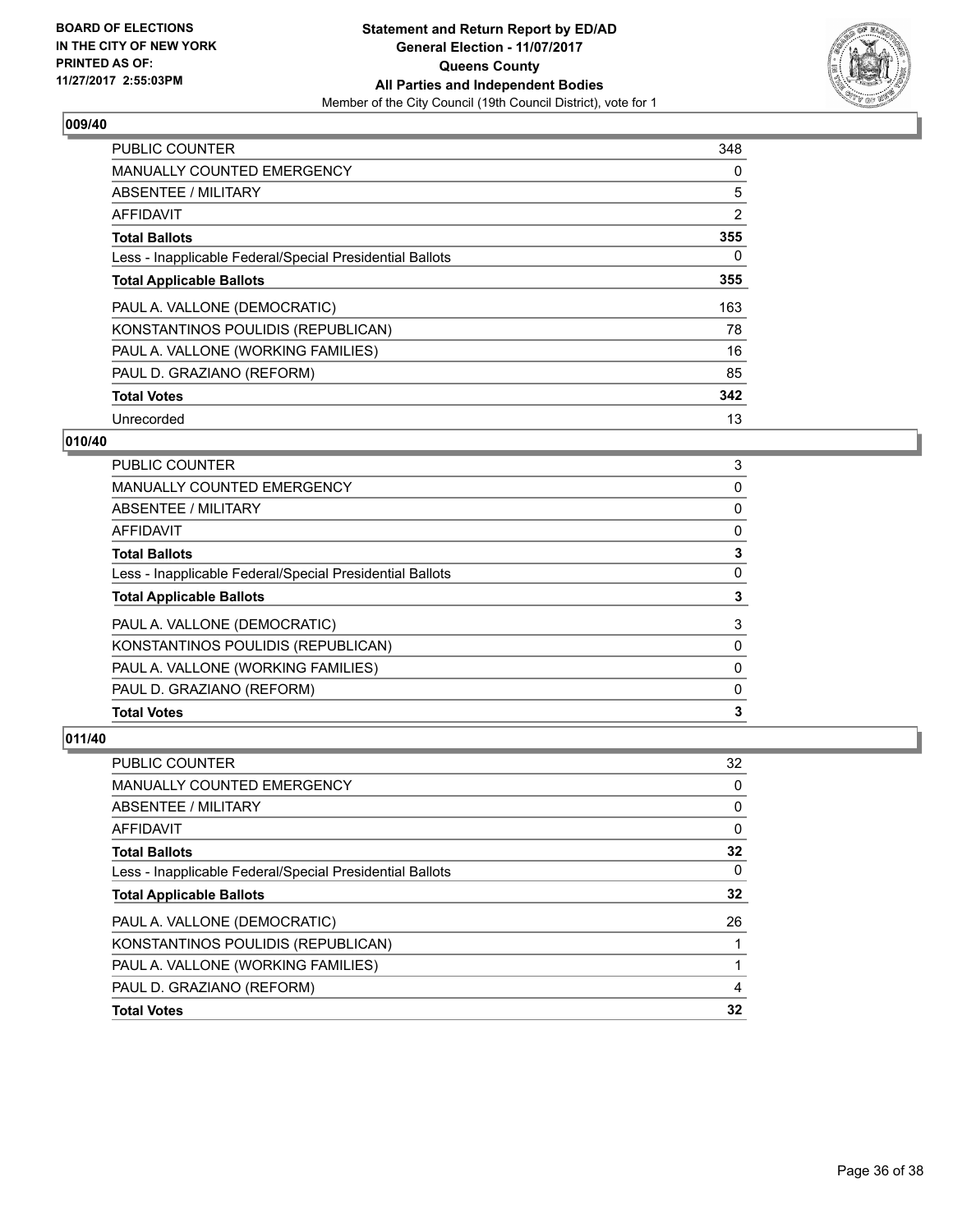**BOARD OF ELECTIONS IN THE CITY OF NEW YORK PRINTED AS OF: 11/27/2017 2:55:03PM**

**Statement and Return Report by ED/AD**
**General Election - 11/07/2017**
**Queens County**
**All Parties and Independent Bodies**
Member of the City Council (19th Council District), vote for 1

## 009/40

| | |
|---|---|
| PUBLIC COUNTER | 348 |
| MANUALLY COUNTED EMERGENCY | 0 |
| ABSENTEE / MILITARY | 5 |
| AFFIDAVIT | 2 |
| **Total Ballots** | **355** |
| Less - Inapplicable Federal/Special Presidential Ballots | 0 |
| **Total Applicable Ballots** | **355** |
| PAUL A. VALLONE (DEMOCRATIC) | 163 |
| KONSTANTINOS POULIDIS (REPUBLICAN) | 78 |
| PAUL A. VALLONE (WORKING FAMILIES) | 16 |
| PAUL D. GRAZIANO (REFORM) | 85 |
| **Total Votes** | **342** |
| Unrecorded | 13 |

## 010/40

| | |
|---|---|
| PUBLIC COUNTER | 3 |
| MANUALLY COUNTED EMERGENCY | 0 |
| ABSENTEE / MILITARY | 0 |
| AFFIDAVIT | 0 |
| **Total Ballots** | **3** |
| Less - Inapplicable Federal/Special Presidential Ballots | 0 |
| **Total Applicable Ballots** | **3** |
| PAUL A. VALLONE (DEMOCRATIC) | 3 |
| KONSTANTINOS POULIDIS (REPUBLICAN) | 0 |
| PAUL A. VALLONE (WORKING FAMILIES) | 0 |
| PAUL D. GRAZIANO (REFORM) | 0 |
| **Total Votes** | **3** |

## 011/40

| | |
|---|---|
| PUBLIC COUNTER | 32 |
| MANUALLY COUNTED EMERGENCY | 0 |
| ABSENTEE / MILITARY | 0 |
| AFFIDAVIT | 0 |
| **Total Ballots** | **32** |
| Less - Inapplicable Federal/Special Presidential Ballots | 0 |
| **Total Applicable Ballots** | **32** |
| PAUL A. VALLONE (DEMOCRATIC) | 26 |
| KONSTANTINOS POULIDIS (REPUBLICAN) | 1 |
| PAUL A. VALLONE (WORKING FAMILIES) | 1 |
| PAUL D. GRAZIANO (REFORM) | 4 |
| **Total Votes** | **32** |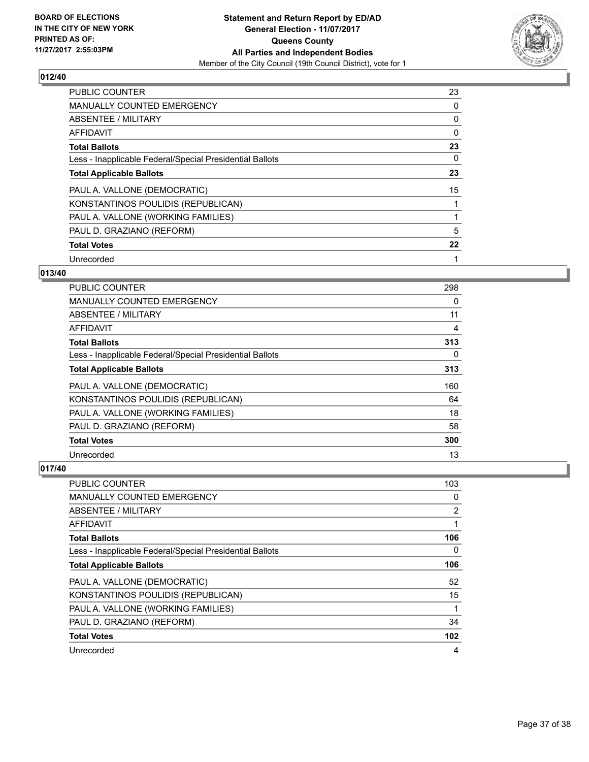**BOARD OF ELECTIONS IN THE CITY OF NEW YORK PRINTED AS OF: 11/27/2017 2:55:03PM**

**Statement and Return Report by ED/AD**
**General Election - 11/07/2017**
**Queens County**
**All Parties and Independent Bodies**
Member of the City Council (19th Council District), vote for 1

### 012/40

| | |
|---|---|
| PUBLIC COUNTER | 23 |
| MANUALLY COUNTED EMERGENCY | 0 |
| ABSENTEE / MILITARY | 0 |
| AFFIDAVIT | 0 |
| **Total Ballots** | **23** |
| Less - Inapplicable Federal/Special Presidential Ballots | 0 |
| **Total Applicable Ballots** | **23** |
| PAUL A. VALLONE (DEMOCRATIC) | 15 |
| KONSTANTINOS POULIDIS (REPUBLICAN) | 1 |
| PAUL A. VALLONE (WORKING FAMILIES) | 1 |
| PAUL D. GRAZIANO (REFORM) | 5 |
| **Total Votes** | **22** |
| Unrecorded | 1 |

### 013/40

| | |
|---|---|
| PUBLIC COUNTER | 298 |
| MANUALLY COUNTED EMERGENCY | 0 |
| ABSENTEE / MILITARY | 11 |
| AFFIDAVIT | 4 |
| **Total Ballots** | **313** |
| Less - Inapplicable Federal/Special Presidential Ballots | 0 |
| **Total Applicable Ballots** | **313** |
| PAUL A. VALLONE (DEMOCRATIC) | 160 |
| KONSTANTINOS POULIDIS (REPUBLICAN) | 64 |
| PAUL A. VALLONE (WORKING FAMILIES) | 18 |
| PAUL D. GRAZIANO (REFORM) | 58 |
| **Total Votes** | **300** |
| Unrecorded | 13 |

### 017/40

| | |
|---|---|
| PUBLIC COUNTER | 103 |
| MANUALLY COUNTED EMERGENCY | 0 |
| ABSENTEE / MILITARY | 2 |
| AFFIDAVIT | 1 |
| **Total Ballots** | **106** |
| Less - Inapplicable Federal/Special Presidential Ballots | 0 |
| **Total Applicable Ballots** | **106** |
| PAUL A. VALLONE (DEMOCRATIC) | 52 |
| KONSTANTINOS POULIDIS (REPUBLICAN) | 15 |
| PAUL A. VALLONE (WORKING FAMILIES) | 1 |
| PAUL D. GRAZIANO (REFORM) | 34 |
| **Total Votes** | **102** |
| Unrecorded | 4 |